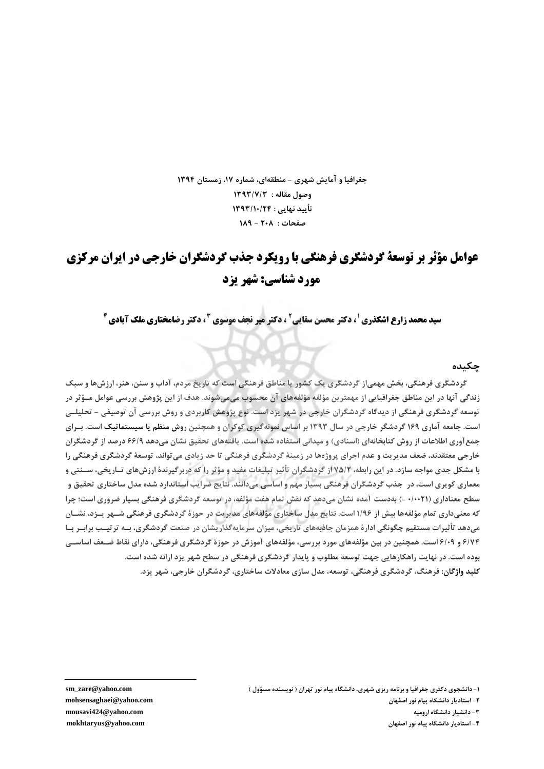جغرافیا و آمایش شهری – منطقه‌ای، شماره ۱۷، زمستان ۱۳۹۴

وصول مقاله : ۱۳۹۳/۷/۳

تأیید نهایی : ۱۳۹۳/۱۰/۲۴

صفحات : ۲۰۸ - ۱۸۹

# عوامل مؤثر بر توسعهٔ گردشگری فرهنگی با رویکرد جذب گردشگران خارجی در ایران مرکزی مورد شناسی: شهر یزد

**سید محمد زارع اشکذری [1]، دکتر محسن سقایی [2]، دکتر میر نجف موسوی [3]، دکتر رضامختاری ملک آبادی [4]**

## چکیده

گردشگری فرهنگی، بخش مهمی‌از گردشگری یک کشور یا مناطق فرهنگی است که تاریخ مردم، آداب و سنن، هنر، ارزش‌ها و سبک زندگی آنها در این مناطق جغرافیایی از مهمترین مؤلفه مؤلفه‌های آن محسوب می‌می‌شوند. هدف از این پژوهش بررسی عوامل مؤثر در توسعه گردشگری فرهنگی از دیدگاه گردشگران خارجی در شهر یزد است. نوع پژوهش کاربردی و روش بررسی آن توصیفی – تحلیلی است. جامعه آماری ۱۶۹ گردشگر خارجی در سال ۱۳۹۳ بر اساس نمونه‌گیری کوکران و همچنین **روش منظم یا سیستماتیک** است. برای جمع‌آوری اطلاعات از روش کتابخانه‌ای (اسنادی) و میدانی استفاده شده است. یافته‌های تحقیق نشان می‌دهد ۶۶/۹ درصد از گردشگران خارجی معتقدند، ضعف مدیریت و عدم اجرای پروژه‌ها در زمینهٔ گردشگری فرهنگی تا حد زیادی می‌تواند، توسعهٔ گردشگری فرهنگی را با مشکل جدی مواجه سازد. در این رابطه، ۷۵/۲ از گردشگران تأثیر تبلیغات مفید و مؤثر را که دربرگیرندهٔ ارزش‌های تاریخی، سنتی و معماری کویری است، در جذب گردشگران فرهنگی بسیار مهم و اساسی می‌دانند. نتایج ضرایب استاندارد شده مدل ساختاری تحقیق و سطح معناداری (۰/۰۰۲۱ =) به‌دست آمده نشان می‌دهد که نقش تمام هفت مؤلفه، در توسعه گردشگری فرهنگی بسیار ضروری است؛ چرا که معنی‌داری تمام مؤلفه‌ها بیش از ۱/۹۶ است. نتایج مدل ساختاری مؤلفه‌های مدیریت در حوزهٔ گردشگری فرهنگی شهر یزد، نشان می‌دهد تأثیرات مستقیم چگونگی ادارهٔ همزمان جاذبه‌های تاریخی، میزان سرمایه‌گذاریشان در صنعت گردشگری، به ترتیب برابر با ۶/۷۴ و ۶/۰۹ است. همچنین در بین مؤلفه‌های مورد بررسی، مؤلفه‌های آموزش در حوزهٔ گردشگری فرهنگی، دارای نقاط ضعف اساسی بوده است. در نهایت راهکارهایی جهت توسعه مطلوب و پایدار گردشگری فرهنگی در سطح شهر یزد ارائه شده است.

**کلید واژگان:** فرهنگ، گردشگری فرهنگی، توسعه، مدل سازی معادلات ساختاری، گردشگران خارجی، شهر یزد.

---

[1] - دانشجوی دکتری جغرافیا و برنامه ریزی شهری، دانشگاه پیام نور تهران ( نویسنده مسؤول ) sm_zare@yahoo.com

[2] - استادیار دانشگاه پیام نور اصفهان mohsensaghaei@yahoo.com

[3] - دانشیار دانشگاه ارومیه mousavi424@yahoo.com

[4] - استادیار دانشگاه پیام نور اصفهان mokhtaryus@yahoo.com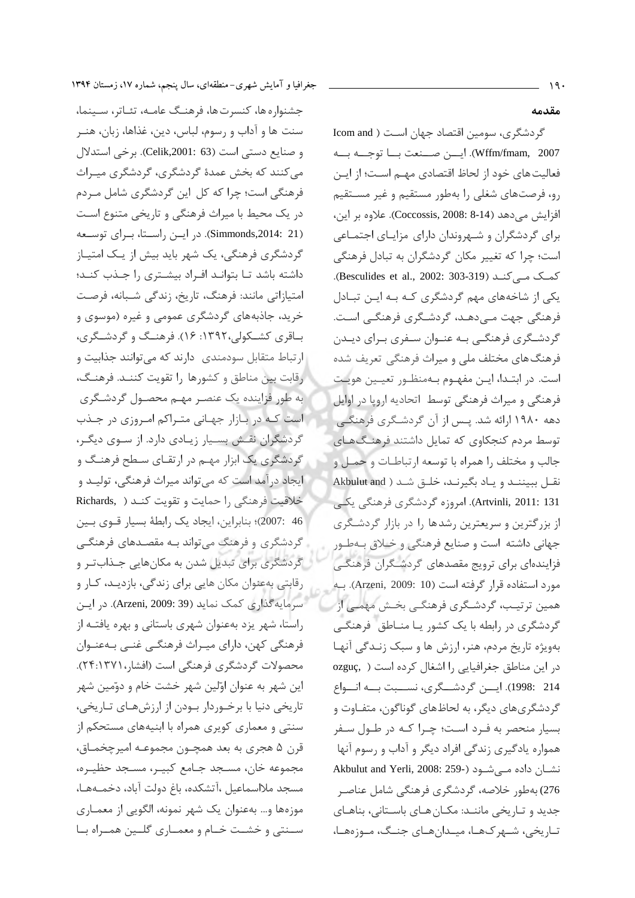## مقدمه

گردشگری، سومین اقتصاد جهان است (Icom and Wffm/fmam, 2007). این صنعت با توجه به فعالیت‌های خود از لحاظ اقتصادی مهم است؛ از این رو، فرصت‌های شغلی را به‌طور مستقیم و غیر مستقیم افزایش می‌دهد (Coccossis, 2008: 8-14). علاوه بر این، برای گردشگران و شهروندان دارای مزایای اجتماعی است؛ چرا که تغییر مکان گردشگران به تبادل فرهنگی کمک می‌کند (Besculides et al., 2002: 303-319). یکی از شاخه‌های مهم گردشگری که به این تبادل فرهنگی جهت می‌دهد، گردشگری فرهنگی است. گردشگری فرهنگی به عنوان سفری برای دیدن فرهنگ‌های مختلف ملی و میراث فرهنگی تعریف شده است. در ابتدا، این مفهوم به‌منظور تعیین هویت فرهنگی و میراث فرهنگی توسط اتحادیه اروپا در اوایل دهه ۱۹۸۰ ارائه شد. پس از آن گردشگری فرهنگی توسط مردم کنجکاوی که تمایل داشتند فرهنگ‌های جالب و مختلف را همراه با توسعه ارتباطات و حمل و نقل ببینند و یاد بگیرند، خلق شد (Akbulut and Artvinli, 2011: 131). امروزه گردشگری فرهنگی یکی از بزرگترین و سریعترین رشدها را در بازار گردشگری جهانی داشته است و صنایع فرهنگی و خلاق به‌طور فزاینده‌ای برای ترویج مقصدهای گردشگران فرهنگی مورد استفاده قرار گرفته است (Arzeni, 2009: 10). به همین ترتیب، گردشگری فرهنگی بخش مهمی از گردشگری در رابطه با یک کشور یا مناطق فرهنگی به‌ویژه تاریخ مردم، هنر، ارزش ها و سبک زندگی آنها در این مناطق جغرافیایی را اشغال کرده است (ozguç, 1998: 214). این گردشگری، نسبت به انواع گردشگری‌های دیگر، به لحاظ‌های گوناگون، متفاوت و بسیار منحصر به فرد است؛ چرا که در طول سفر همواره یادگیری زندگی افراد دیگر و آداب و رسوم آنها نشان داده می‌شود (Akbulut and Yerli, 2008: 259-276) به‌طور خلاصه، گردشگری فرهنگی شامل عناصر جدید و تاریخی مانند: مکان‌های باستانی، بناهای تاریخی، شهرک‌ها، میدان‌های جنگ، موزه‌ها، جشنواره‌ها، کنسرت‌ها، فرهنگ عامه، تئاتر، سینما، سنت ها و آداب و رسوم، لباس، دین، غذاها، زبان، هنر و صنایع دستی است (Celik,2001: 63). برخی استدلال می‌کنند که بخش عمدهٔ گردشگری، گردشگری میراث فرهنگی است؛ چرا که کل این گردشگری شامل مردم در یک محیط با میراث فرهنگی و تاریخی متنوع است (Simmonds,2014: 21). در این راستا، برای توسعه گردشگری فرهنگی، یک شهر باید بیش از یک امتیاز داشته باشد تا بتواند افراد بیشتری را جذب کند؛ امتیازاتی مانند: فرهنگ، تاریخ، زندگی شبانه، فرصت خرید، جاذبه‌های گردشگری عمومی و غیره (موسوی و باقری کشکولی،۱۳۹۲: ۱۶). فرهنگ و گردشگری، ارتباط متقابل سودمندی دارند که می‌توانند جذابیت و رقابت بین مناطق و کشورها را تقویت کنند. فرهنگ، به طور فزاینده یک عنصر مهم محصول گردشگری است که در بازار جهانی متراکم امروزی در جذب گردشگران نقش بسیار زیادی دارد. از سوی دیگر، گردشگری یک ابزار مهم در ارتقای سطح فرهنگ و ایجاد درآمد است که می‌تواند میراث فرهنگی، تولید و خلاقیت فرهنگی را حمایت و تقویت کند (Richards, 2007: 46)؛ بنابراین، ایجاد یک رابطهٔ بسیار قوی بین گردشگری و فرهنگ می‌تواند به مقصدهای فرهنگی گردشگری برای تبدیل شدن به مکان‌هایی جذاب‌تر و رقابتی به‌عنوان مکان هایی برای زندگی، بازدید، کار و سرمایه‌گذاری کمک نماید (Arzeni, 2009: 39). در این راستا، شهر یزد به‌عنوان شهری باستانی و بهره یافته از فرهنگ کهن، دارای میراث فرهنگی غنی به‌عنوان محصولات گردشگری فرهنگی است (افشار،۱۳۷۱:۲۴). این شهر به عنوان اوّلین شهر خشت خام و دوّمین شهر تاریخی دنیا با برخوردار بودن از ارزش‌های تاریخی، سنتی و معماری کویری همراه با ابنیه‌های مستحکم از قرن ۵ هجری به بعد همچون مجموعه امیرچخماق، مجموعه خان، مسجد جامع کبیر، مسجد حظیره، مسجد ملااسماعیل ،آتشکده، باغ دولت آباد، دخمه‌ها، موزه‌ها و... به‌عنوان یک شهر نمونه، الگویی از معماری سنتی و خشت خام و معماری گلین همراه با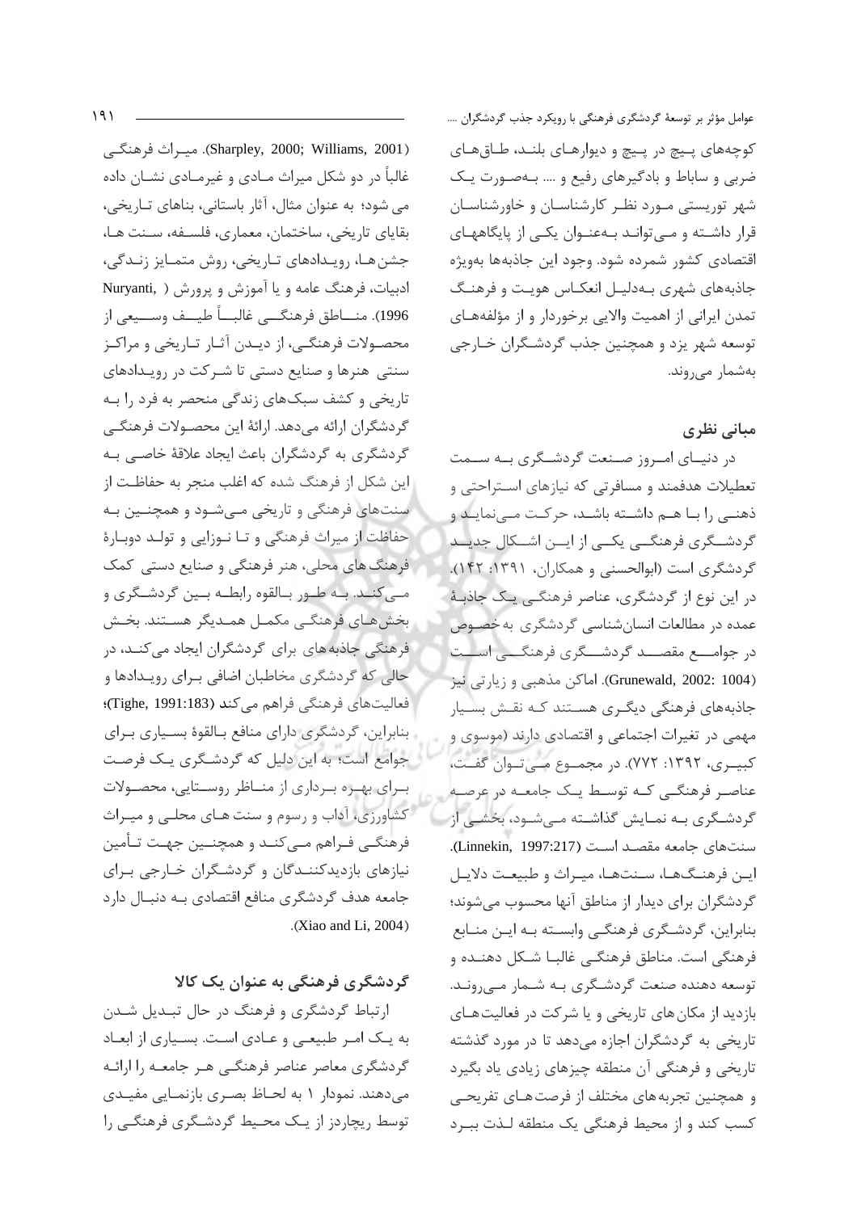کوچه‌های پیچ در پیچ و دیوارهای بلند، طاق‌های ضربی و ساباط و بادگیرهای رفیع و .... به‌صورت یک شهر توریستی مورد نظر کارشناسان و خاورشناسان قرار داشته و می‌تواند به‌عنوان یکی از پایگاههای اقتصادی کشور شمرده شود. وجود این جاذبه‌ها به‌ویژه جاذبه‌های شهری به‌دلیل انعکاس هویت و فرهنگ تمدن ایرانی از اهمیت والایی برخوردار و از مؤلفه‌های توسعه شهر یزد و همچنین جذب گردشگران خارجی به‌شمار می‌روند.

## مبانی نظری

در دنیای امروز صنعت گردشگری به سمت تعطیلات هدفمند و مسافرتی که نیازهای استراحتی و ذهنی را با هم داشته باشد، حرکت می‌نماید و گردشگری فرهنگی یکی از این اشکال جدید گردشگری است (ابوالحسنی و همکاران، ۱۳۹۱: ۱۴۲). در این نوع از گردشگری، عناصر فرهنگی یک جاذبۀ عمده در مطالعات انسان‌شناسی گردشگری به‌خصوص در جوامع مقصد گردشگری فرهنگی است (Grunewald, 2002: 1004). اماکن مذهبی و زیارتی نیز جاذبه‌های فرهنگی دیگری هستند که نقش بسیار مهمی در تغیرات اجتماعی و اقتصادی دارند (موسوی و کبیری، ۱۳۹۲: ۷۷۲). در مجموع می‌توان گفت، عناصر فرهنگی که توسط یک جامعه در عرصه گردشگری به نمایش گذاشته می‌شود، بخشی از سنت‌های جامعه مقصد است (Linnekin, 1997:217). این فرهنگ‌ها، سنت‌ها، میراث و طبیعت دلایل گردشگران برای دیدار از مناطق آنها محسوب می‌شوند؛ بنابراین، گردشگری فرهنگی وابسته به این منابع فرهنگی است. مناطق فرهنگی غالبا شکل دهنده و توسعه دهنده صنعت گردشگری به شمار می‌روند. بازدید از مکان‌های تاریخی و یا شرکت در فعالیت‌های تاریخی به گردشگران اجازه می‌دهد تا در مورد گذشته تاریخی و فرهنگی آن منطقه چیزهای زیادی یاد بگیرد و همچنین تجربه‌های مختلف از فرصت‌های تفریحی کسب کند و از محیط فرهنگی یک منطقه لذت ببرد (Sharpley, 2000; Williams, 2001). میراث فرهنگی غالباً در دو شکل میراث مادی و غیرمادی نشان داده می شود؛ به عنوان مثال، آثار باستانی، بناهای تاریخی، بقایای تاریخی، ساختمان، معماری، فلسفه، سنت ها، جشن‌ها، رویدادهای تاریخی، روش متمایز زندگی، ادبیات، فرهنگ عامه و یا آموزش و پرورش (Nuryanti, 1996). مناطق فرهنگی غالباً طیف وسیعی از محصولات فرهنگی، از دیدن آثار تاریخی و مراکز سنتی هنرها و صنایع دستی تا شرکت در رویدادهای تاریخی و کشف سبک‌های زندگی منحصر به فرد را به گردشگران ارائه می‌دهد. ارائۀ این محصولات فرهنگی گردشگری به گردشگران باعث ایجاد علاقۀ خاصی به این شکل از فرهنگ شده که اغلب منجر به حفاظت از سنت‌های فرهنگی و تاریخی می‌شود و همچنین به حفاظت از میراث فرهنگی و تا نوزایی و تولد دوبارۀ فرهنگ های محلی، هنر فرهنگی و صنایع دستی کمک می‌کند. به طور بالقوه رابطه بین گردشگری و بخش‌های فرهنگی مکمل همدیگر هستند. بخش فرهنگی جاذبه‌های برای گردشگران ایجاد می‌کند، در حالی که گردشگری مخاطبان اضافی برای رویدادها و فعالیت‌های فرهنگی فراهم می‌کند (Tighe, 1991:183)؛ بنابراین، گردشگری دارای منافع بالقوۀ بسیاری برای جوامع است؛ به این دلیل که گردشگری یک فرصت برای بهره برداری از مناظر روستایی، محصولات کشاورزی، آداب و رسوم و سنت های محلی و میراث فرهنگی فراهم می‌کند و همچنین جهت تأمین نیازهای بازدیدکنندگان و گردشگران خارجی برای جامعه هدف گردشگری منافع اقتصادی به دنبال دارد (Xiao and Li, 2004).

## گردشگری فرهنگی به عنوان یک کالا

ارتباط گردشگری و فرهنگ در حال تبدیل شدن به یک امر طبیعی و عادی است. بسیاری از ابعاد گردشگری معاصر عناصر فرهنگی هر جامعه را ارائه می‌دهند. نمودار ۱ به لحاظ بصری بازنمایی مفیدی توسط ریچاردز از یک محیط گردشگری فرهنگی را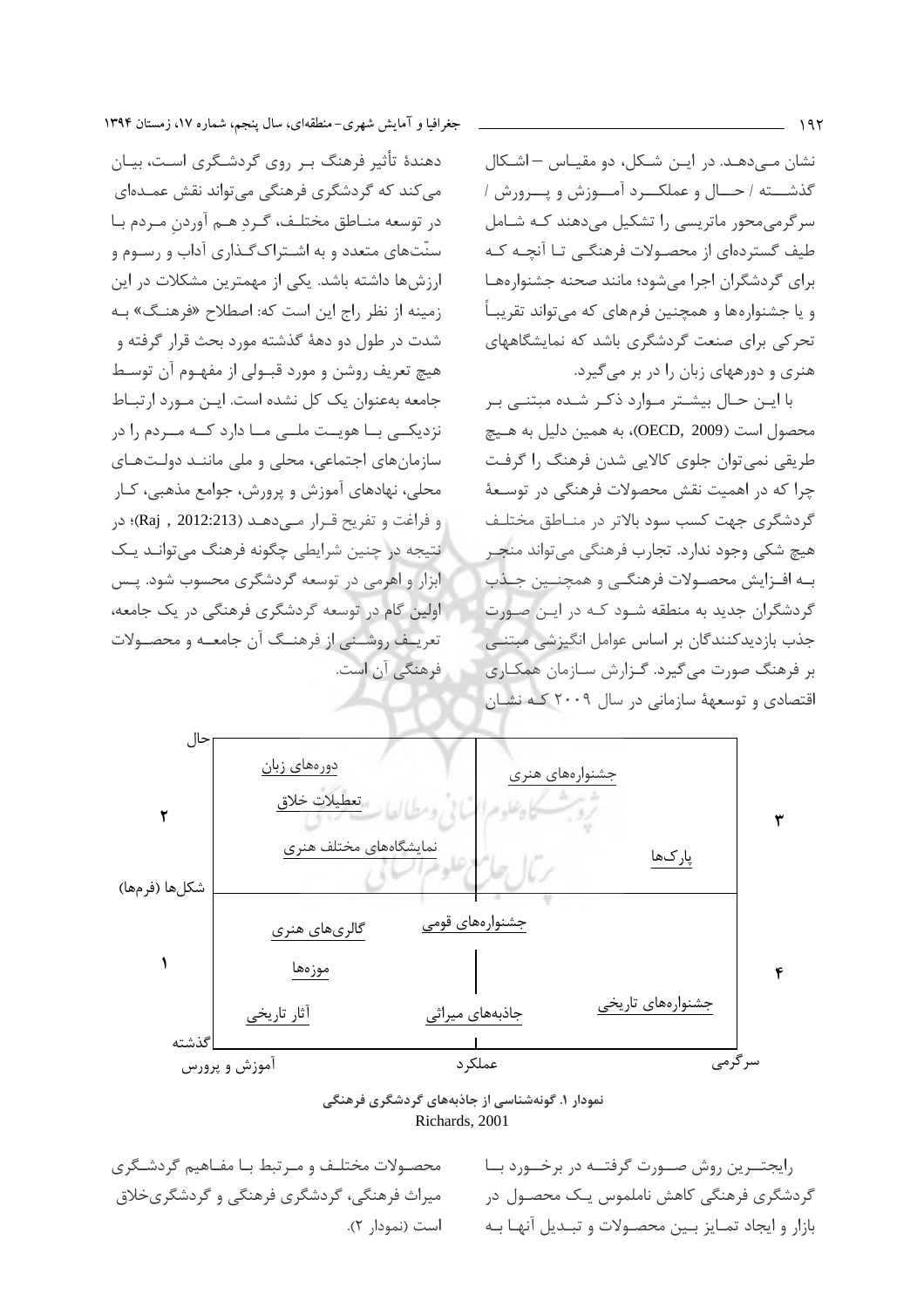نشان می‌دهد. در این شکل، دو مقیاس –اشکال گذشته / حال و عملکرد آموزش و پرورش / سرگرمی‌محور ماتریسی را تشکیل می‌دهند که شامل طیف گسترده‌ای از محصولات فرهنگی تا آنچه که برای گردشگران اجرا می‌شود؛ مانند صحنه جشنواره‌ها و یا جشنواره‌ها و همچنین فرم‌های که می‌تواند تقریباً تحرکی برای صنعت گردشگری باشد که نمایشگاههای هنری و دورههای زبان را در بر می‌گیرد.

با این حال بیشتر موارد ذکر شده مبتنی بر محصول است (OECD, 2009)، به همین دلیل به هیچ طریقی نمی‌توان جلوی کالایی شدن فرهنگ را گرفت چرا که در اهمیت نقش محصولات فرهنگی در توسعهٔ گردشگری جهت کسب سود بالاتر در مناطق مختلف هیچ شکی وجود ندارد. تجارب فرهنگی می‌تواند منجر بـه افزایش محصولات فرهنگی و همچنین جذب گردشگران جدید به منطقه شود که در این صورت جذب بازدیدکنندگان بر اساس عوامل انگیزشی مبتنی بر فرهنگ صورت می‌گیرد. گزارش سازمان همکاری اقتصادی و توسعهٔ سازمانی در سال ۲۰۰۹ که نشان دهندهٔ تأثیر فرهنگ بر روی گردشگری است، بیان می‌کند که گردشگری فرهنگی می‌تواند نقش عمده‌ای در توسعه مناطق مختلف، گردِ هم آوردنِ مردم با سنّت‌های متعدد و به اشتراک‌گذاری آداب و رسوم و ارزش‌ها داشته باشد. یکی از مهمترین مشکلات در این زمینه از نظر راج این است که: اصطلاح «فرهنگ» به شدت در طول دو دههٔ گذشته مورد بحث قرار گرفته و هیچ تعریف روشن و مورد قبولی از مفهوم آن توسط جامعه به‌عنوان یک کل نشده است. این مورد ارتباط نزدیکی با هویت ملی ما دارد که مردم را در سازمان‌های اجتماعی، محلی و ملی مانند دولت‌های محلی، نهادهای آموزش و پرورش، جوامع مذهبی، کار و فراغت و تفریح قرار می‌دهد (Raj , 2012:213)؛ در نتیجه در چنین شرایطی چگونه فرهنگ می‌تواند یک ابزار و اهرمی در توسعه گردشگری محسوب شود. پس اولین گام در توسعه گردشگری فرهنگی در یک جامعه، تعریف روشنی از فرهنگ آن جامعه و محصولات فرهنگی آن است.

| | آموزش و پرورش | عملکرد | سرگرمی | |
|---|---|---|---|---|
| حال (۲ / ۳) | دوره‌های زبان، تعطیلات خلاق، نمایشگاه‌های مختلف هنری | جشنواره‌های هنری | پارک‌ها | |
| گذشته (۱ / ۴) | گالری‌های هنری، موزه‌ها، آثار تاریخی | جشنواره‌های قومی، جاذبه‌های میراثی | جشنواره‌های تاریخی | |

شکل‌ها (فرم‌ها)

**نمودار ۱. گونه‌شناسی از جاذبه‌های گردشگری فرهنگی**
Richards, 2001

رایج‌ترین روش صورت گرفته در برخورد با گردشگری فرهنگی کاهش ناملموس یک محصول در بازار و ایجاد تمایز بین محصولات و تبدیل آنها به محصولات مختلف و مرتبط با مفاهیم گردشگری میراث فرهنگی، گردشگری فرهنگی و گردشگری‌خلاق است (نمودار ۲).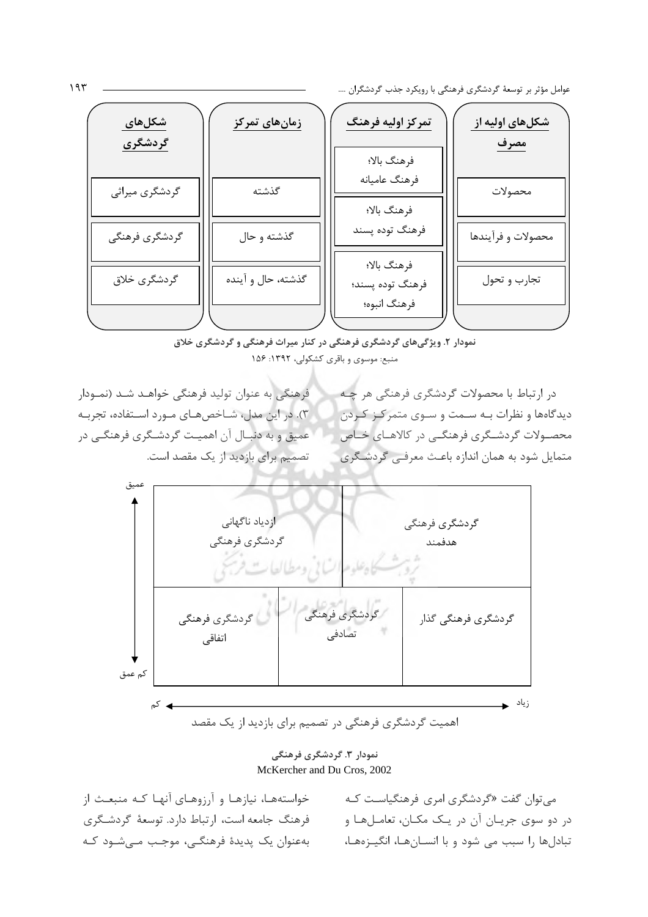| شکل‌های گردشگری | زمان‌های تمرکز | تمرکز اولیه فرهنگ | شکل‌های اولیه از مصرف |
|---|---|---|---|
| گردشگری میراثی | گذشته | فرهنگ بالا؛ فرهنگ عامیانه | محصولات |
| گردشگری فرهنگی | گذشته و حال | فرهنگ بالا؛ فرهنگ توده پسند | محصولات و فرآیندها |
| گردشگری خلاق | گذشته، حال و آینده | فرهنگ بالا؛ فرهنگ توده پسند؛ فرهنگ انبوه؛ | تجارب و تحول |

**نمودار ۲. ویژگی‌های گردشگری فرهنگی در کنار میراث فرهنگی و گردشگری خلاق**

منبع: موسوی و باقری کشکولی، ۱۳۹۲: ۱۵۶

در ارتباط با محصولات گردشگری فرهنگی هر چه دیدگاه‌ها و نظرات به سمت و سوی متمرکز کردن محصولات گردشگری فرهنگی در کالاهای خاص متمایل شود به همان اندازه باعث معرفی گردشگری فرهنگی به عنوان تولید فرهنگی خواهد شد (نمودار ۳). در این مدل، شاخص‌های مورد استفاده، تجربه عمیق و به دنبال آن اهمیت گردشگری فرهنگی در تصمیم برای بازدید از یک مقصد است.

| محور عمودی: عمیق ↑ ... کم عمق ↓ | | |
|---|---|---|
| ازدیاد ناگهانی گردشگری فرهنگی | | گردشگری فرهنگی هدفمند |
| گردشگری فرهنگی اتفاقی | گردشگری فرهنگی تصادفی | گردشگری فرهنگی گذار |

کم ← → زیاد

اهمیت گردشگری فرهنگی در تصمیم برای بازدید از یک مقصد

**نمودار ۳. گردشگری فرهنگی**

McKercher and Du Cros, 2002

می‌توان گفت «گردشگری امری فرهنگیاست که در دو سوی جریان آن در یک مکان، تعامل‌ها و تبادل‌ها را سبب می شود و با انسان‌ها، انگیزه‌ها، خواسته‌ها، نیازها و آرزوهای آنها که منبعث از فرهنگ جامعه است، ارتباط دارد. توسعهٔ گردشگری به‌عنوان یک پدیدهٔ فرهنگی، موجب می‌شود که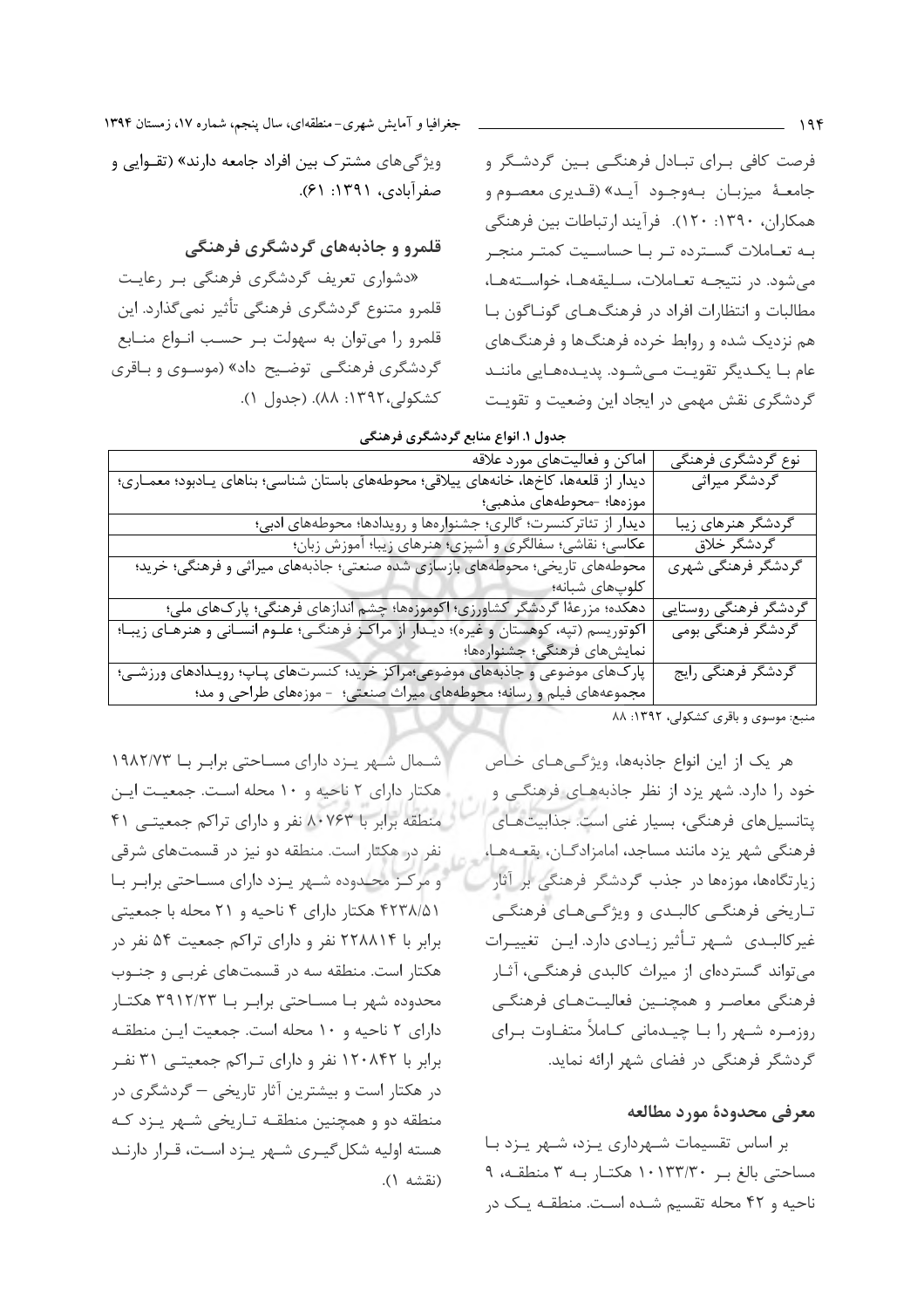فرصت کافی برای تبادل فرهنگی بین گردشگر و جامعهٔ میزبان بهوجود آید» (قدیری معصوم و همکاران، ۱۳۹۰: ۱۲۰). فرآیند ارتباطات بین فرهنگی به تعاملات گسترده تر با حساسیت کمتر منجر می‌شود. در نتیجه تعاملات، سلیقه‌ها، خواسته‌ها، مطالبات و انتظارات افراد در فرهنگ‌های گوناگون با هم نزدیک شده و روابط خرده فرهنگ‌ها و فرهنگ‌های عام با یکدیگر تقویت می‌شود. پدیده‌هایی مانند گردشگری نقش مهمی در ایجاد این وضعیت و تقویت ویژگی‌های مشترک بین افراد جامعه دارند» (تقوایی و صفرآبادی، ۱۳۹۱: ۶۱).

## قلمرو و جاذبه‌های گردشگری فرهنگی

«دشواری تعریف گردشگری فرهنگی بر رعایت قلمرو متنوع گردشگری فرهنگی تأثیر نمی‌گذارد. این قلمرو را می‌توان به سهولت بر حسب انواع منابع گردشگری فرهنگی توضیح داد» (موسوی و باقری کشکولی،۱۳۹۲: ۸۸). (جدول ۱).

**جدول ۱. انواع منابع گردشگری فرهنگی**

| نوع گردشگری فرهنگی | اماکن و فعالیت‌های مورد علاقه |
|---|---|
| گردشگر میراثی | دیدار از قلعه‌ها، کاخ‌ها، خانه‌های ییلاقی؛ محوطه‌های باستان شناسی؛ بناهای یادبود؛ معماری؛ موزه‌ها؛ -محوطه‌های مذهبی؛ |
| گردشگر هنرهای زیبا | دیدار از تئاترکنسرت؛ گالری؛ جشنواره‌ها و رویدادها؛ محوطه‌های ادبی؛ |
| گردشگر خلاق | عکاسی؛ نقاشی؛ سفالگری و آشپزی؛ هنرهای زیبا؛ آموزش زبان؛ |
| گردشگر فرهنگی شهری | محوطه‌های تاریخی؛ محوطه‌های بازسازی شده صنعتی؛ جاذبه‌های میراثی و فرهنگی؛ خرید؛ کلوپ‌های شبانه؛ |
| گردشگر فرهنگی روستایی | دهکده؛ مزرعهٔا گردشگر کشاورزی؛ اکوموزه‌ها؛ چشم اندازهای فرهنگی؛ پارک‌های ملی؛ |
| گردشگر فرهنگی بومی | اکوتوریسم (تپه، کوهستان و غیره)؛ دیدار از مراکز فرهنگی؛ علوم انسانی و هنرهای زیبا؛ نمایش‌های فرهنگی؛ جشنواره‌ها؛ |
| گردشگر فرهنگی رایج | پارک‌های موضوعی و جاذبه‌های موضوعی؛مراکز خرید؛ کنسرت‌های پاپ؛ رویدادهای ورزشی؛ مجموعه‌های فیلم و رسانه؛ محوطه‌های میراث صنعتی؛ - موزه‌های طراحی و مد؛ |

منبع: موسوی و باقری کشکولی، ۱۳۹۲: ۸۸

هر یک از این انواع جاذبه‌ها، ویژگی‌های خاص خود را دارد. شهر یزد از نظر جاذبه‌های فرهنگی و پتانسیل‌های فرهنگی، بسیار غنی است. جذابیت‌های فرهنگی شهر یزد مانند مساجد، امامزادگان، بقعه‌ها، زیارتگاه‌ها، موزه‌ها در جذب گردشگر فرهنگی بر آثار تاریخی فرهنگی کالبدی و ویژگی‌های فرهنگی غیرکالبدی شهر تأثیر زیادی دارد. این تغییرات می‌تواند گستره‌ای از میراث کالبدی فرهنگی، آثار فرهنگی معاصر و همچنین فعالیت‌های فرهنگی روزمره شهر را با چیدمانی کاملاً متفاوت برای گردشگر فرهنگی در فضای شهر ارائه نماید.

## معرفی محدودهٔ مورد مطالعه

بر اساس تقسیمات شهرداری یزد، شهر یزد با مساحتی بالغ بر ۱۰۱۳۳/۳۰ هکتار به ۳ منطقه، ۹ ناحیه و ۴۲ محله تقسیم شده است. منطقه یک در شمال شهر یزد دارای مساحتی برابر با ۱۹۸۲/۷۳ هکتار دارای ۲ ناحیه و ۱۰ محله است. جمعیت این منطقه برابر با ۸۰۷۶۳ نفر و دارای تراکم جمعیتی ۴۱ نفر در هکتار است. منطقه دو نیز در قسمت‌های شرقی و مرکز محدوده شهر یزد دارای مساحتی برابر با ۴۲۳۸/۵۱ هکتار دارای ۴ ناحیه و ۲۱ محله با جمعیتی برابر با ۲۲۸۸۱۴ نفر و دارای تراکم جمعیت ۵۴ نفر در هکتار است. منطقه سه در قسمت‌های غربی و جنوب محدوده شهر با مساحتی برابر با ۳۹۱۲/۲۳ هکتار دارای ۲ ناحیه و ۱۰ محله است. جمعیت این منطقه برابر با ۱۲۰۸۴۲ نفر و دارای تراکم جمعیتی ۳۱ نفر در هکتار است و بیشترین آثار تاریخی – گردشگری در منطقه دو و همچنین منطقه تاریخی شهر یزد که هسته اولیه شکل‌گیری شهر یزد است، قرار دارند (نقشه ۱).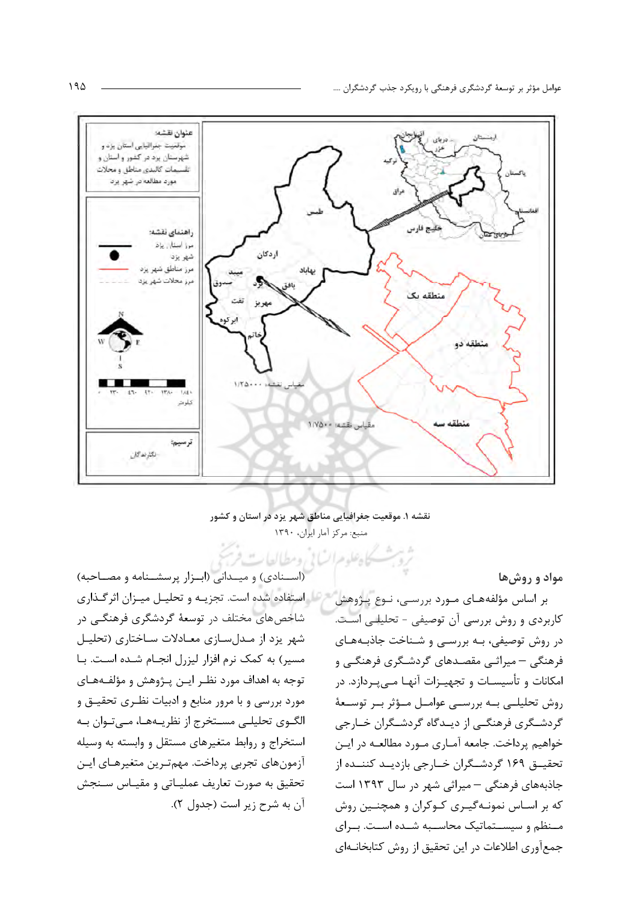نقشه ۱. موقعیت جغرافیایی مناطق شهر یزد در استان و کشور

منبع: مرکز آمار ایران، ۱۳۹۰

## مواد و روش‌ها

بر اساس مؤلفه‌های مورد بررسی، نوع پژوهش کاربردی و روش بررسی آن توصیفی - تحلیلی است. در روش توصیفی، به بررسی و شناخت جاذبه‌های فرهنگی – میراثی مقصدهای گردشگری فرهنگی و امکانات و تأسیسات و تجهیزات آنها می‌پردازد. در روش تحلیلی به بررسی عوامل مؤثر بر توسعهٔ گردشگری فرهنگی از دیدگاه گردشگران خارجی خواهیم پرداخت. جامعهٔ آماری مورد مطالعه در این تحقیق ۱۶۹ گردشگران خارجی بازدید کننده از جاذبه‌های فرهنگی – میراثی شهر در سال ۱۳۹۳ است که بر اساس نمونه‌گیری کوکران و همچنین روش منظم و سیستماتیک محاسبه شده است. برای جمع‌آوری اطلاعات در این تحقیق از روش کتابخانه‌ای (اسنادی) و میدانی (ابزار پرسشنامه و مصاحبه) استفاده شده است. تجزیه و تحلیل میزان اثرگذاری شاخص‌های مختلف در توسعهٔ گردشگری فرهنگی در شهر یزد از مدل‌سازی معادلات ساختاری (تحلیل مسیر) به کمک نرم افزار لیزرل انجام شده است. با توجه به اهداف مورد نظر این پژوهش و مؤلفه‌های مورد بررسی و با مرور منابع و ادبیات نظری تحقیق و الگوی تحلیلی مستخرج از نظریه‌ها، می‌توان به استخراج و روابط متغیرهای مستقل و وابسته به وسیله آزمون‌های تجربی پرداخت. مهم‌ترین متغیرهای این تحقیق به صورت تعاریف عملیاتی و مقیاس سنجش آن به شرح زیر است (جدول ۲).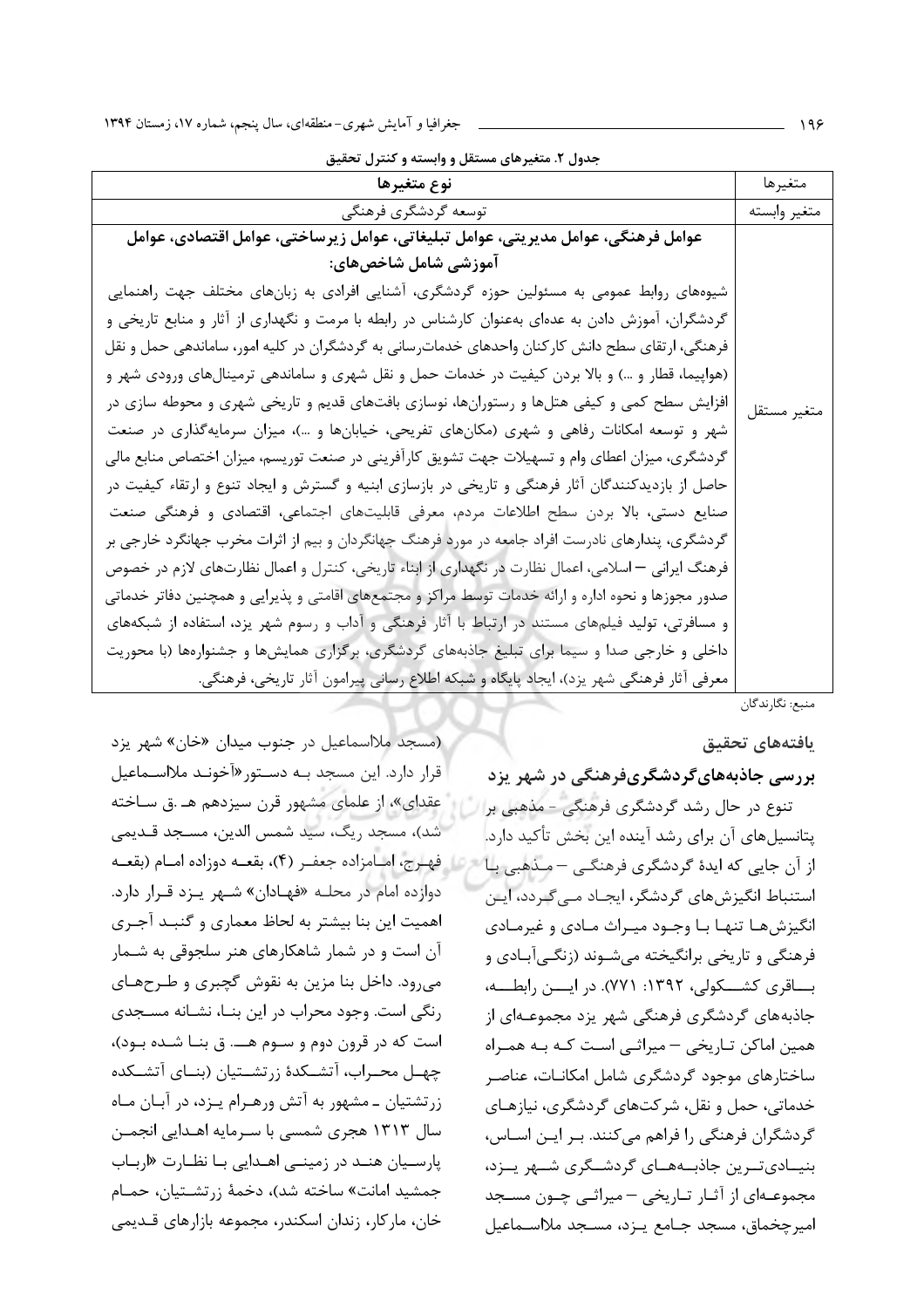جدول ۲. متغیرهای مستقل و وابسته و کنترل تحقیق

| متغیرها | نوع متغیرها |
| --- | --- |
| متغیر وابسته | توسعه گردشگری فرهنگی |
| متغیر مستقل | **عوامل فرهنگی، عوامل مدیریتی، عوامل تبلیغاتی، عوامل زیرساختی، عوامل اقتصادی، عوامل آموزشی شامل شاخص‌های:** شیوه‌های روابط عمومی به مسئولین حوزه گردشگری، آشنایی افرادی به زبان‌های مختلف جهت راهنمایی گردشگران، آموزش دادن به عده‌ای به‌عنوان کارشناس در رابطه با مرمت و نگهداری از آثار و منابع تاریخی و فرهنگی، ارتقای سطح دانش کارکنان واحدهای خدمات‌رسانی به گردشگران در کلیه امور، ساماندهی حمل و نقل (هواپیما، قطار و ...) و بالا بردن کیفیت در خدمات حمل و نقل شهری و ساماندهی ترمینال‌های ورودی شهر و افزایش سطح کمی و کیفی هتل‌ها و رستوران‌ها، نوسازی بافت‌های قدیم و تاریخی شهری و محوطه سازی در شهر و توسعه امکانات رفاهی و شهری (مکان‌های تفریحی، خیابان‌ها و ...)، میزان سرمایه‌گذاری در صنعت گردشگری، میزان اعطای وام و تسهیلات جهت تشویق کارآفرینی در صنعت توریسم، میزان اختصاص منابع مالی حاصل از بازدیدکنندگان آثار فرهنگی و تاریخی در بازسازی ابنیه و گسترش و ایجاد تنوع و ارتقاء کیفیت در صنایع دستی، بالا بردن سطح اطلاعات مردم، معرفی قابلیت‌های اجتماعی، اقتصادی و فرهنگی صنعت گردشگری، پندارهای نادرست افراد جامعه در مورد فرهنگ جهانگردان و بیم از اثرات مخرب جهانگرد خارجی بر فرهنگ ایرانی – اسلامی، اعمال نظارت در نگهداری از ابناء تاریخی، کنترل و اعمال نظارت‌های لازم در خصوص صدور مجوزها و نحوه اداره و ارائه خدمات توسط مراکز و مجتمع‌های اقامتی و پذیرایی و همچنین دفاتر خدماتی و مسافرتی، تولید فیلم‌های مستند در ارتباط با آثار فرهنگی و آداب و رسوم شهر یزد، استفاده از شبکه‌های داخلی و خارجی صدا و سیما برای تبلیغ جاذبه‌های گردشگری، برگزاری همایش‌ها و جشنواره‌ها (با محوریت معرفی آثار فرهنگی شهر یزد)، ایجاد پایگاه و شبکه اطلاع رسانی پیرامون آثار تاریخی، فرهنگی. |

منبع: نگارندگان

## یافته‌های تحقیق

### بررسی جاذبه‌های‌گردشگری‌فرهنگی در شهر یزد

تنوع در حال رشد گردشگری فرهنگی - مذهبی بر پتانسیل‌های آن برای رشد آینده این بخش تأکید دارد. از آن جایی که ایدهٔ گردشگری فرهنگی – مذهبی با استنباط انگیزش‌های گردشگر، ایجاد می‌گردد، این انگیزش‌ها تنها با وجود میراث مادی و غیرمادی فرهنگی و تاریخی برانگیخته می‌شوند (زنگی‌آبادی و باقری کشکولی، ۱۳۹۲: ۷۷۱). در این رابطه، جاذبه‌های گردشگری فرهنگی شهر یزد مجموعه‌ای از همین اماکن تاریخی – میراثی است که به همراه ساختارهای موجود گردشگری شامل امکانات، عناصر خدماتی، حمل و نقل، شرکت‌های گردشگری، نیازهای گردشگران فرهنگی را فراهم می‌کنند. بر این اساس، بنیادی‌ترین جاذبه‌های گردشگری شهر یزد، مجموعه‌ای از آثار تاریخی – میراثی چون مسجد امیرچخماق، مسجد جامع یزد، مسجد ملااسماعیل (مسجد ملااسماعیل در جنوب میدان «خان» شهر یزد قرار دارد. این مسجد به دستور«آخوند ملااسماعیل عقدای»، از علمای مشهور قرن سیزدهم هـ.ق ساخته شد)، مسجد ریگ، سید شمس الدین، مسجد قدیمی فهرج، امامزاده جعفر (۴)، بقعه دوازده امام (بقعه دوازده امام در محله «فهادان» شهر یزد قرار دارد. اهمیت این بنا بیشتر به لحاظ معماری و گنبد آجری آن است و در شمار شاهکارهای هنر سلجوقی به شمار می‌رود. داخل بنا مزین به نقوش گچبری و طرح‌های رنگی است. وجود محراب در این بنا، نشانه مسجدی است که در قرون دوم و سوم هـ. ق بنا شده بود)، چهل محراب، آتشکدهٔ زرتشتیان (بنای آتشکده زرتشتیان ـ مشهور به آتش ورهرام یزد، در آبان ماه سال ۱۳۱۳ هجری شمسی با سرمایه اهدایی انجمن پارسیان هند در زمینی اهدایی با نظارت «ارباب جمشید امانت» ساخته شد)، دخمهٔ زرتشتیان، حمام خان، مارکار، زندان اسکندر، مجموعه بازارهای قدیمی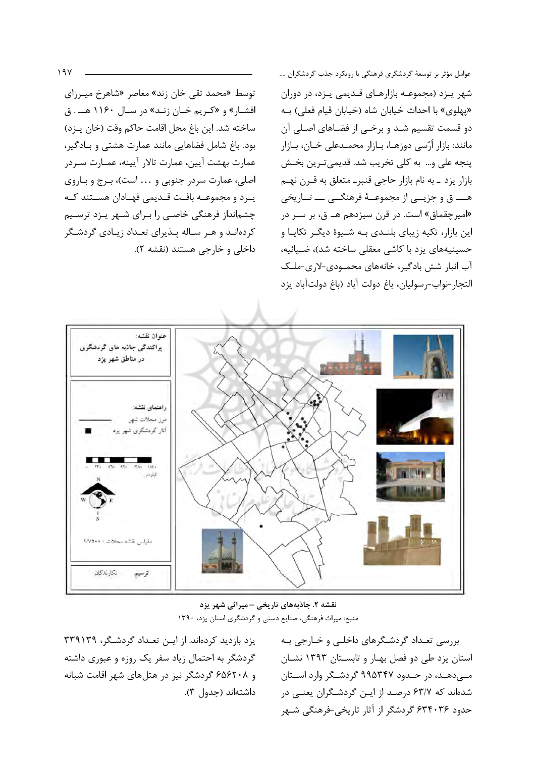شهر یـزد (مجموعـه بازارهـای قـدیمی یـزد، در دوران «پهلوی» با احداث خیابان شاه (خیابان قیام فعلی) بـه دو قسمت تقسیم شـد و برخـی از فضـاهای اصـلی آن مانند: بازار اُرسی دوزهـا، بـازار محمـدعلی خـان، بـازار پنجه علی و... به کلی تخریب شد. قدیمی‌تـرین بخـش بازار یزد ـ به نام بازار حاجی قنبرـ متعلق به قـرن نهـم هــ ق و جزیــی از مجموعـۀ فرهنگــی ـــ تــاریخی «امیرچقماق» است. در قرن سیزدهم هـ ق، بر سـر در این بازار، تکیه زیبای بلنـدی بـه شـیوۀ دیگـر تکایـا و حسینیه‌های یزد با کاشی معقلی ساخته شد)، ضـیائیه، آب انبار شش بادگیر، خانه‌های محمـودی-لاری-ملـک التجار-نواب-رسولیان، باغ دولت آباد (باغ دولت‌آباد یزد توسط «محمد تقی خان زند» معاصر «شاهرخ میـرزای افشـار» و «کـریم خـان زنـد» در سـال ۱۱۶۰ هــ. ق ساخته شد. این باغ محل اقامت حاکم وقت (خان یـزد) بود. باغ شامل فضاهایی مانند عمارت هشتی و بـادگیر، عمارت بهشت آیین، عمارت تالار آیینه، عمـارت سـردر اصلی، عمارت سردر جنوبی و ... است)، بـرج و بـاروی یـزد و مجموعـه بافـت قـدیمی فهـادان هسـتند کـه چشم‌انداز فرهنگی خاصـی را بـرای شـهر یـزد ترسـیم کرده‌انـد و هـر سـاله پـذیرای تعـداد زیـادی گردشـگر داخلی و خارجی هستند (نقشه ۲).

**نقشه ۲. جاذبه‌های تاریخی – میراثی شهر یزد**

منبع: میراث فرهنگی، صنایع دستی و گردشگری استان یزد، ۱۳۹۰

بررسی تعـداد گردشـگرهای داخلـی و خـارجی بـه استان یزد طی دو فصل بهـار و تابسـتان ۱۳۹۳ نشـان مـی‌دهـد، در حـدود ۹۹۵۳۴۷ گردشـگر وارد اسـتان شده‌اند که ۶۳/۷ درصـد از ایـن گردشـگران یعنـی در حدود ۶۳۴۰۳۶ گردشگر از آثار تاریخی-فرهنگی شـهر یزد بازدید کرده‌اند. از ایـن تعـداد گردشـگر، ۳۳۹۱۳۹ گردشگر به احتمال زیاد سفر یک روزه و عبوری داشته و ۶۵۶۲۰۸ گردشگر نیز در هتل‌های شهر اقامت شبانه داشته‌اند (جدول ۳).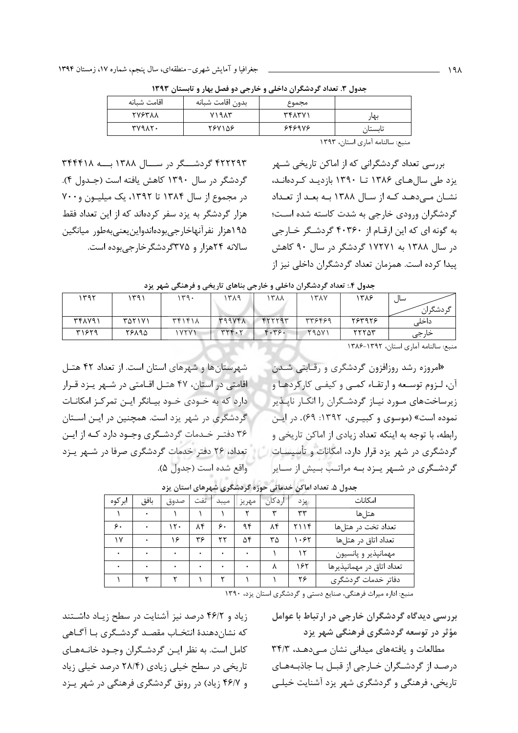جدول ۳. تعداد گردشگران داخلی و خارجی دو فصل بهار و تابستان ۱۳۹۳

| | مجموع | بدون اقامت شبانه | اقامت شبانه |
|---|---|---|---|
| بهار | ۳۴۸۳۷۱ | ۷۱۹۸۳ | ۲۷۶۳۸۸ |
| تابستان | ۶۴۶۹۷۶ | ۲۶۷۱۵۶ | ۳۷۹۸۲۰ |

منبع: سالنامه آماری استان، ۱۳۹۳

بررسی تعداد گردشگرانی که از اماکن تاریخی شهر یزد طی سال‌های ۱۳۸۶ تا ۱۳۹۰ بازدید کرده‌اند، نشان می‌دهد که از سال ۱۳۸۸ به بعد از تعداد گردشگران ورودی خارجی به شدت کاسته شده است؛ به گونه ای که این ارقام از ۴۰۳۶۰ گردشگر خارجی در سال ۱۳۸۸ به ۱۷۲۷۱ گردشگر در سال ۹۰ کاهش پیدا کرده است. همزمان تعداد گردشگران داخلی نیز از ۴۲۲۲۹۳ گردشگر در سال ۱۳۸۸ به ۳۴۴۴۱۸ گردشگر در سال ۱۳۹۰ کاهش یافته است (جدول ۴). در مجموع از سال ۱۳۸۴ تا ۱۳۹۲، یک میلیون و ۷۰۰ هزار گردشگر به یزد سفر کرده‌اند که از این تعداد فقط ۱۹۵هزار نفرآنهاخارجی‌بوده‌اندواین‌یعنی‌به‌طور میانگین سالانه ۲۴هزار و ۳۷۵گردشگرخارجی‌بوده است.

جدول ۴.: تعداد گردشگران داخلی و خارجی بناهای تاریخی و فرهنگی شهر یزد

| گردشگران / سال | ۱۳۸۶ | ۱۳۸۷ | ۱۳۸۸ | ۱۳۸۹ | ۱۳۹۰ | ۱۳۹۱ | ۱۳۹۲ |
|---|---|---|---|---|---|---|---|
| داخلی | ۲۶۳۹۲۶ | ۳۳۶۴۶۹ | ۴۲۲۲۹۳ | ۳۹۹۷۴۸ | ۳۴۱۴۱۸ | ۳۵۲۱۷۱ | ۳۴۸۷۹۱ |
| خارجی | ۲۲۲۵۳ | ۲۹۵۷۱ | ۴۰۳۶۰ | ۳۳۴۰۲ | ۱۷۲۷۱ | ۲۶۸۹۵ | ۳۱۶۲۹ |

منبع: سالنامه آماری استان، ۱۳۹۲-۱۳۸۶

«امروزه رشد روزافزون گردشگری و رقابتی شدن آن، لزوم توسعه و ارتقاء کمی و کیفی کارکردها و زیرساخت‌های مورد نیاز گردشگران را انکار ناپذیر نموده است» (موسوی و کبیری، ۱۳۹۲: ۶۹). در این رابطه، با توجه به اینکه تعداد زیادی از اماکن تاریخی و گردشگری در شهر یزد قرار دارد، امکانات و تأسیسات گردشگری در شهر یزد به مراتب بیش از سایر شهرستان‌ها و شهرهای استان است. از تعداد ۴۲ هتل اقامتی در استان، ۴۷ هتل اقامتی در شهر یزد قرار دارد که به خودی خود بیانگر این تمرکز امکانات گردشگری در شهر یزد است. همچنین در این استان ۳۶ دفتر خدمات گردشگری وجود دارد که از این تعداد، ۲۶ دفتر خدمات گردشگری صرفا در شهر یزد واقع شده است (جدول ۵).

جدول ۵. تعداد اماکن خدماتی حوزه گردشگری شهرهای استان یزد

| امکانات | یزد | اردکان | مهریز | میبد | تفت | صدوق | بافق | ابرکوه |
|---|---|---|---|---|---|---|---|---|
| هتل‌ها | ۳۳ | ۳ | ۲ | ۱ | ۱ | ۱ | ۰ | ۱ |
| تعداد تخت در هتل‌ها | ۲۱۱۴ | ۸۴ | ۹۴ | ۶۰ | ۸۴ | ۱۲۰ | ۰ | ۶۰ |
| تعداد اتاق در هتل‌ها | ۱۰۶۲ | ۳۵ | ۵۴ | ۲۲ | ۳۶ | ۱۶ | ۰ | ۱۷ |
| مهمانپذیر و پانسیون | ۱۲ | ۱ | ۰ | ۰ | ۰ | ۰ | ۰ | ۰ |
| تعداد اتاق در مهمانپذیرها | ۱۶۲ | ۸ | ۰ | ۰ | ۰ | ۰ | ۰ | ۰ |
| دفاتر خدمات گردشگری | ۲۶ | ۱ | ۱ | ۲ | ۱ | ۲ | ۲ | ۱ |

منبع: اداره میراث فرهنگی، صنایع دستی و گردشگری استان یزد، ۱۳۹۰

**بررسی دیدگاه گردشگران خارجی در ارتباط با عوامل مؤثر در توسعه گردشگری فرهنگی شهر یزد**

مطالعات و یافته‌های میدانی نشان می‌دهد، ۳۴/۳ درصد از گردشگران خارجی از قبل با جاذبه‌های تاریخی، فرهنگی و گردشگری شهر یزد آشنایت خیلی زیاد و ۴۶/۲ درصد نیز آشنایت در سطح زیاد داشتند که نشان‌دهندهٔ انتخاب مقصد گردشگری با آگاهی کامل است. به نظر این گردشگران وجود خانه‌های تاریخی در سطح خیلی زیادی (۲۸/۴ درصد خیلی زیاد و ۴۶/۷ زیاد) در رونق گردشگری فرهنگی در شهر یزد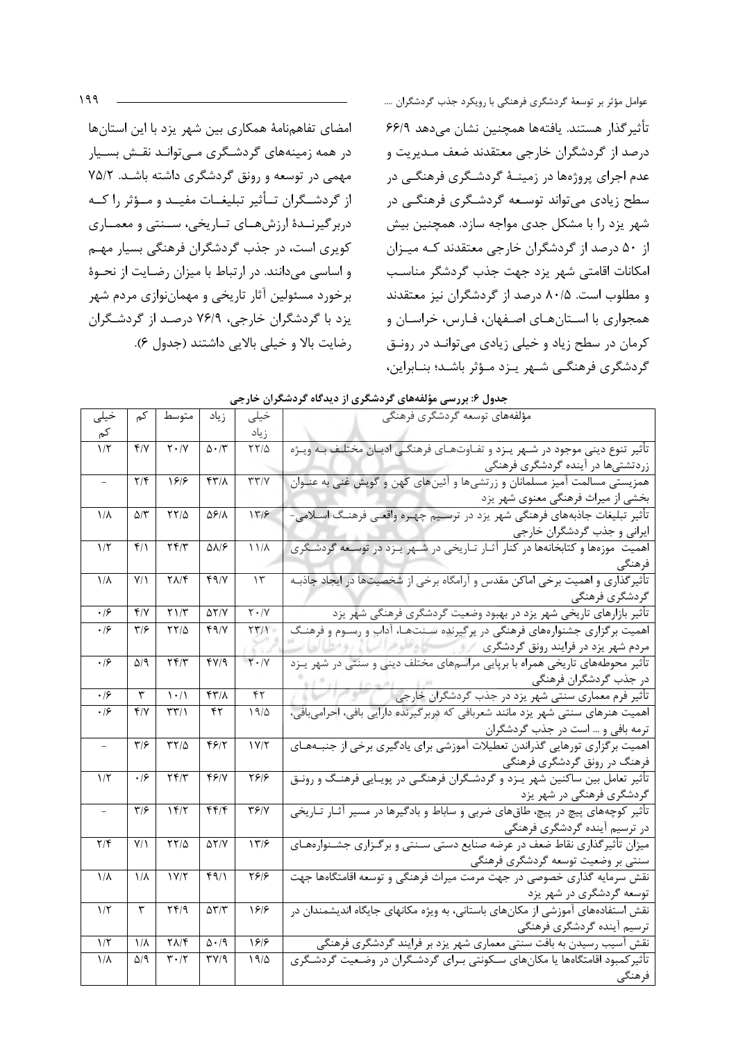تأثیرگذار هستند. یافته‌ها همچنین نشان می‌دهد ۶۶/۹ درصد از گردشگران خارجی معتقدند ضعف مدیریت و عدم اجرای پروژه‌ها در زمینهٔ گردشگری فرهنگی در سطح زیادی می‌تواند توسعه گردشگری فرهنگی در شهر یزد را با مشکل جدی مواجه سازد. همچنین بیش از ۵۰ درصد از گردشگران خارجی معتقدند که میزان امکانات اقامتی شهر یزد جهت جذب گردشگر مناسب و مطلوب است. ۸۰/۵ درصد از گردشگران نیز معتقدند همجواری با استان‌های اصفهان، فارس، خراسان و کرمان در سطح زیاد و خیلی زیادی می‌تواند در رونق گردشگری فرهنگی شهر یزد مؤثر باشد؛ بنابراین، امضای تفاهم‌نامهٔ همکاری بین شهر یزد با این استان‌ها در همه زمینه‌های گردشگری می‌تواند نقش بسیار مهمی در توسعه و رونق گردشگری داشته باشد. ۷۵/۲ از گردشگران تأثیر تبلیغات مفید و مؤثر را که دربرگیرندهٔ ارزش‌های تاریخی، سنتی و معماری کویری است، در جذب گردشگران فرهنگی بسیار مهم و اساسی می‌دانند. در ارتباط با میزان رضایت از نحوهٔ برخورد مسئولین آثار تاریخی و مهمان‌نوازی مردم شهر یزد با گردشگران خارجی، ۷۶/۹ درصد از گردشگران رضایت بالا و خیلی بالایی داشتند (جدول ۶).

**جدول ۶: بررسی مؤلفه‌های گردشگری از دیدگاه گردشگران خارجی**

| مؤلفه‌های توسعه گردشگری فرهنگی | خیلی زیاد | زیاد | متوسط | کم | خیلی کم |
|---|---|---|---|---|---|
| تأثیر تنوع دینی موجود در شهر یزد و تفاوت‌های فرهنگی ادیان مختلف به ویژه زردتشتی‌ها در آینده گردشگری فرهنگی | ۲۲/۵ | ۵۰/۳ | ۲۰/۷ | ۴/۷ | ۱/۲ |
| همزیستی مسالمت آمیز مسلمانان و زرتشی‌ها و آئین‌های کهن و گویش غنی به عنوان بخشی از میراث فرهنگی معنوی شهر یزد | ۳۳/۷ | ۴۳/۸ | ۱۶/۶ | ۲/۴ | - |
| تأثیر تبلیغات جاذبه‌های فرهنگی شهر یزد در ترسیم چهره واقعی فرهنگ اسلامی- ایرانی و جذب گردشگران خارجی | ۱۳/۶ | ۵۶/۸ | ۲۲/۵ | ۵/۳ | ۱/۸ |
| اهمیت موزه‌ها و کتابخانه‌ها در کنار آثار تاریخی در شهر یزد در توسعه گردشگری فرهنگی | ۱۱/۸ | ۵۸/۶ | ۲۴/۳ | ۴/۱ | ۱/۲ |
| تأثیرگذاری و اهمیت برخی اماکن مقدس و آرامگاه برخی از شخصیت‌ها در ایجاد جاذبه گردشگری فرهنگی | ۱۳ | ۴۹/۷ | ۲۸/۴ | ۷/۱ | ۱/۸ |
| تأثیر بازارهای تاریخی شهر یزد در بهبود وضعیت گردشگری فرهنگی شهر یزد | ۲۰/۷ | ۵۲/۷ | ۲۱/۳ | ۴/۷ | ۰/۶ |
| اهمیت برگزاری جشنواره‌های فرهنگی در برگیرنده سنت‌ها، آداب و رسوم و فرهنگ مردم شهر یزد در فرایند رونق گردشگری | ۲۳/۱ | ۴۹/۷ | ۲۲/۵ | ۳/۶ | ۰/۶ |
| تأثیر محوطه‌های تاریخی همراه با برپایی مراسم‌های مختلف دینی و سنتی در شهر یزد در جذب گردشگران فرهنگی | ۲۰/۷ | ۴۷/۹ | ۲۴/۳ | ۵/۹ | ۰/۶ |
| تأثیر فرم معماری سنتی شهر یزد در جذب گردشگران خارجی | ۴۲ | ۴۳/۸ | ۱۰/۱ | ۳ | ۰/۶ |
| اهمیت هنرهای سنتی شهر یزد مانند شعربافی که دربرگیرنده دارایی بافی، احرامی‌بافی، ترمه بافی و ... است در جذب گردشگران | ۱۹/۵ | ۴۲ | ۳۳/۱ | ۴/۷ | ۰/۶ |
| اهمیت برگزاری تورهایی گذراندن تعطیلات آموزشی برای یادگیری برخی از جنبه‌های فرهنگ در رونق گردشگری فرهنگی | ۱۷/۲ | ۴۶/۲ | ۳۲/۵ | ۳/۶ | - |
| تأثیر تعامل بین ساکنین شهر یزد و گردشگران فرهنگی در پویایی فرهنگ و رونق گردشگری فرهنگی در شهر یزد | ۲۶/۶ | ۴۶/۷ | ۲۴/۳ | ۰/۶ | ۱/۲ |
| تأثیر کوچه‌های پیچ در پیچ، طاق‌های ضربی و ساباط و بادگیرها در مسیر آثار تاریخی در ترسیم آینده گردشگری فرهنگی | ۳۶/۷ | ۴۴/۴ | ۱۴/۲ | ۳/۶ | - |
| میزان تأثیرگذاری نقاط ضعف در عرضه صنایع دستی سنتی و برگزاری جشنواره‌های سنتی بر وضعیت توسعه گردشگری فرهنگی | ۱۳/۶ | ۵۲/۷ | ۲۲/۵ | ۷/۱ | ۲/۴ |
| نقش سرمایه گذاری خصوصی در جهت مرمت میراث فرهنگی و توسعه اقامتگاه‌ها جهت توسعه گردشگری در شهر یزد | ۲۶/۶ | ۴۹/۱ | ۱۷/۲ | ۱/۸ | ۱/۸ |
| نقش استفاده‌های آموزشی از مکان‌های باستانی، به ویژه مکانهای جایگاه اندیشمندان در ترسیم آینده گردشگری فرهنگی | ۱۶/۶ | ۵۳/۳ | ۲۴/۹ | ۳ | ۱/۲ |
| نقش آسیب رسیدن به بافت سنتی معماری شهر یزد بر فرایند گردشگری فرهنگی | ۱۶/۶ | ۵۰/۹ | ۲۸/۴ | ۱/۸ | ۱/۲ |
| تأثیرکمبود اقامتگاه‌ها یا مکان‌های سکونتی برای گردشگران در وضعیت گردشگری فرهنگی | ۱۹/۵ | ۳۷/۹ | ۳۰/۲ | ۵/۹ | ۱/۸ |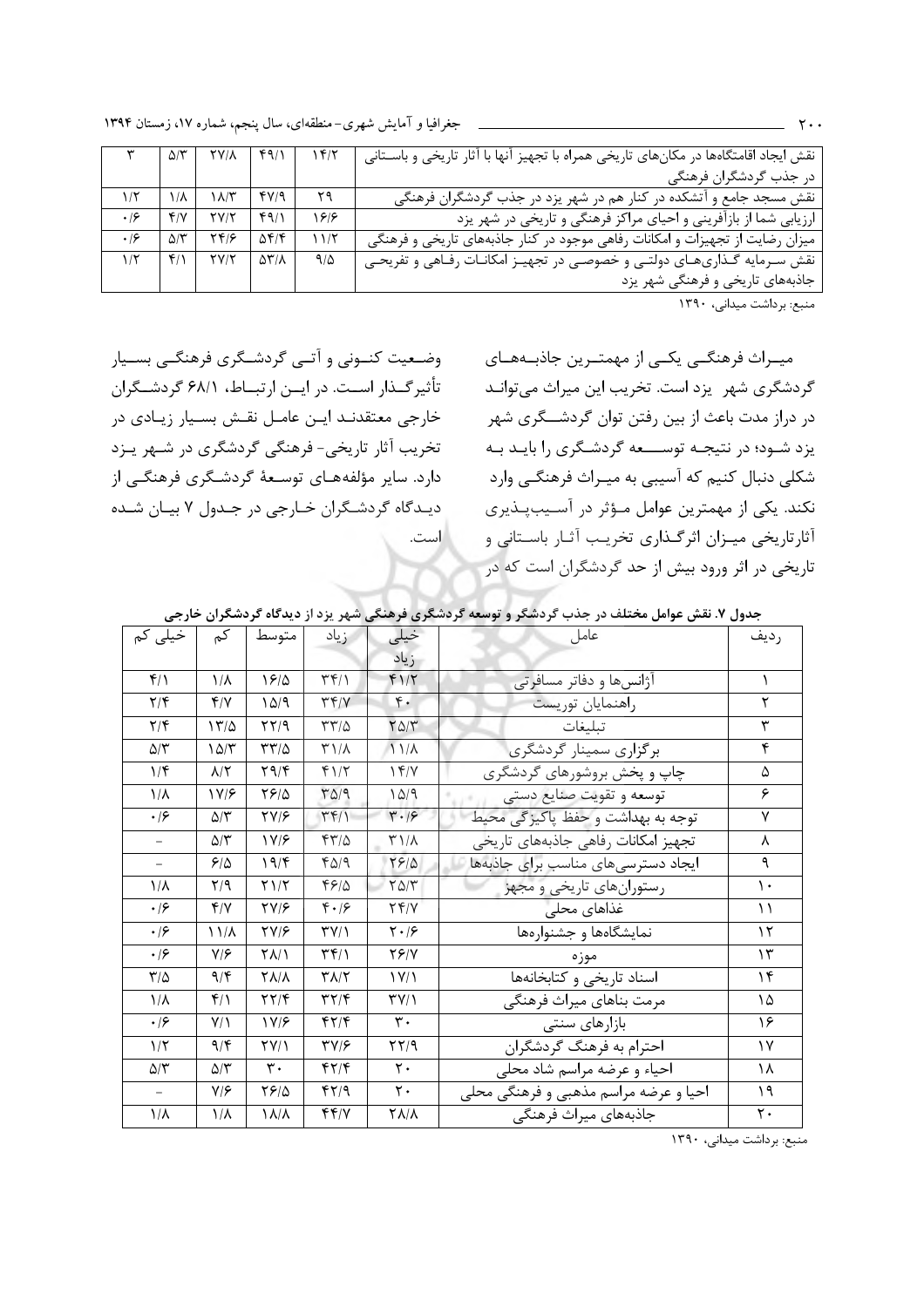| نقش ایجاد اقامتگاه‌ها در مکان‌های تاریخی همراه با تجهیز آنها با آثار تاریخی و باستانی در جذب گردشگران فرهنگی | ۱۴/۲ | ۴۹/۱ | ۲۷/۸ | ۵/۳ | ۳ |
|---|---|---|---|---|---|
| نقش مسجد جامع و آتشکده در کنار هم در شهر یزد در جذب گردشگران فرهنگی | ۲۹ | ۴۷/۹ | ۱۸/۳ | ۱/۸ | ۱/۲ |
| ارزیابی شما از بازآفرینی و احیای مراکز فرهنگی و تاریخی در شهر یزد | ۱۶/۶ | ۴۹/۱ | ۲۷/۲ | ۴/۷ | ۰/۶ |
| میزان رضایت از تجهیزات و امکانات رفاهی موجود در کنار جاذبه‌های تاریخی و فرهنگی | ۱۱/۲ | ۵۴/۴ | ۲۴/۶ | ۵/۳ | ۰/۶ |
| نقش سرمایه گذاری‌های دولتی و خصوصی در تجهیز امکانات رفاهی و تفریحی جاذبه‌های تاریخی و فرهنگی شهر یزد | ۹/۵ | ۵۳/۸ | ۲۷/۲ | ۴/۱ | ۱/۲ |

منبع: برداشت میدانی، ۱۳۹۰

میراث فرهنگی یکی از مهمترین جاذبه‌های گردشگری شهر یزد است. تخریب این میراث می‌تواند در دراز مدت باعث از بین رفتن توان گردشگری شهر یزد شود؛ در نتیجه توسعه گردشگری را باید به شکلی دنبال کنیم که آسیبی به میراث فرهنگی وارد نکند. یکی از مهمترین عوامل مؤثر در آسیب‌پذیری آثارتاریخی میزان اثرگذاری تخریب آثار باستانی و تاریخی در اثر ورود بیش از حد گردشگران است که در وضعیت کنونی و آتی گردشگری فرهنگی بسیار تأثیرگذار است. در این ارتباط، ۶۸/۱ گردشگران خارجی معتقدند این عامل نقش بسیار زیادی در تخریب آثار تاریخی- فرهنگی گردشگری در شهر یزد دارد. سایر مؤلفه‌های توسعهٔ گردشگری فرهنگی از دیدگاه گردشگران خارجی در جدول ۷ بیان شده است.

**جدول ۷. نقش عوامل مختلف در جذب گردشگر و توسعه گردشگری فرهنگی شهر یزد از دیدگاه گردشگران خارجی**

| ردیف | عامل | خیلی زیاد | زیاد | متوسط | کم | خیلی کم |
|---|---|---|---|---|---|---|
| ۱ | آژانس‌ها و دفاتر مسافرتی | ۴۱/۲ | ۳۴/۱ | ۱۶/۵ | ۱/۸ | ۴/۱ |
| ۲ | راهنمایان توریست | ۴۰ | ۳۴/۷ | ۱۵/۹ | ۴/۷ | ۲/۴ |
| ۳ | تبلیغات | ۲۵/۳ | ۳۳/۵ | ۲۲/۹ | ۱۳/۵ | ۲/۴ |
| ۴ | برگزاری سمینار گردشگری | ۱۱/۸ | ۳۱/۸ | ۳۳/۵ | ۱۵/۳ | ۵/۳ |
| ۵ | چاپ و پخش بروشورهای گردشگری | ۱۴/۷ | ۴۱/۲ | ۲۹/۴ | ۸/۲ | ۱/۴ |
| ۶ | توسعه و تقویت صنایع دستی | ۱۵/۹ | ۳۵/۹ | ۲۶/۵ | ۱۷/۶ | ۱/۸ |
| ۷ | توجه به بهداشت و حفظ پاکیزگی محیط | ۳۰/۶ | ۳۴/۱ | ۲۷/۶ | ۵/۳ | ۰/۶ |
| ۸ | تجهیز امکانات رفاهی جاذبه‌های تاریخی | ۳۱/۸ | ۴۳/۵ | ۱۷/۶ | ۵/۳ | - |
| ۹ | ایجاد دسترسی‌های مناسب برای جاذبه‌ها | ۲۶/۵ | ۴۵/۹ | ۱۹/۴ | ۶/۵ | - |
| ۱۰ | رستوران‌های تاریخی و مجهز | ۲۵/۳ | ۴۶/۵ | ۲۱/۲ | ۲/۹ | ۱/۸ |
| ۱۱ | غذاهای محلی | ۲۴/۷ | ۴۰/۶ | ۲۷/۶ | ۴/۷ | ۰/۶ |
| ۱۲ | نمایشگاه‌ها و جشنواره‌ها | ۲۰/۶ | ۳۷/۱ | ۲۷/۶ | ۱۱/۸ | ۰/۶ |
| ۱۳ | موزه | ۲۶/۷ | ۳۴/۱ | ۲۸/۱ | ۷/۶ | ۰/۶ |
| ۱۴ | اسناد تاریخی و کتابخانه‌ها | ۱۷/۱ | ۳۸/۲ | ۲۸/۸ | ۹/۴ | ۳/۵ |
| ۱۵ | مرمت بناهای میراث فرهنگی | ۳۷/۱ | ۳۲/۴ | ۲۲/۴ | ۴/۱ | ۱/۸ |
| ۱۶ | بازارهای سنتی | ۳۰ | ۴۲/۴ | ۱۷/۶ | ۷/۱ | ۰/۶ |
| ۱۷ | احترام به فرهنگ گردشگران | ۲۲/۹ | ۳۷/۶ | ۲۷/۱ | ۹/۴ | ۱/۲ |
| ۱۸ | احیاء و عرضه مراسم شاد محلی | ۲۰ | ۴۲/۴ | ۳۰ | ۵/۳ | ۵/۳ |
| ۱۹ | احیا و عرضه مراسم مذهبی و فرهنگی محلی | ۲۰ | ۴۲/۹ | ۲۶/۵ | ۷/۶ | - |
| ۲۰ | جاذبه‌های میراث فرهنگی | ۲۸/۸ | ۴۴/۷ | ۱۸/۸ | ۱/۸ | ۱/۸ |

منبع: برداشت میدانی، ۱۳۹۰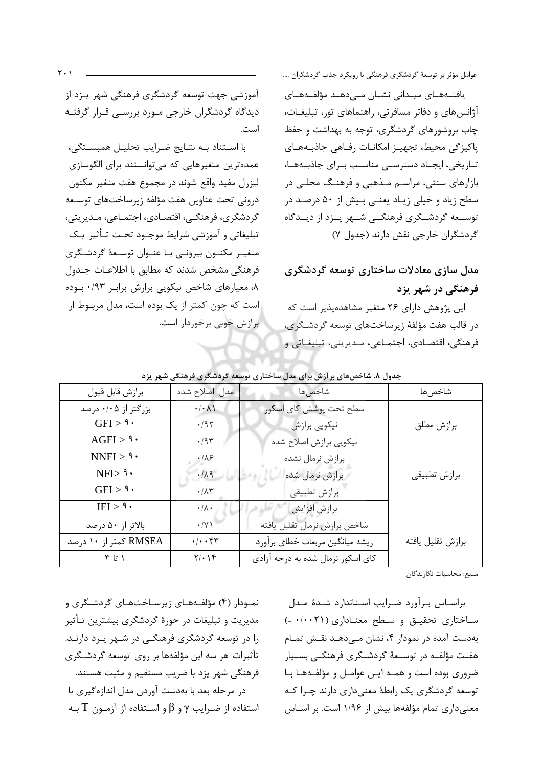یافته‌های میدانی نشان می‌دهد مؤلفه‌های آژانس‌های و دفاتر مسافرتی، راهنماهای تور، تبلیغات، چاپ بروشورهای گردشگری، توجه به بهداشت و حفظ پاکیزگی محیط، تجهیز امکانات رفاهی جاذبه‌های تاریخی، ایجاد دسترسی مناسب برای جاذبه‌ها، بازارهای سنتی، مراسم مذهبی و فرهنگ محلی در سطح زیاد و خیلی زیاد یعنی بیش از ۵۰ درصد در توسعه گردشگری فرهنگی شهر یزد از دیدگاه گردشگران خارجی نقش دارند (جدول ۷)

## مدل سازی معادلات ساختاری توسعه گردشگری فرهنگی در شهر یزد

این پژوهش دارای ۲۶ متغیر مشاهده‌پذیر است که در قالب هفت مؤلفهٔ زیرساخت‌های توسعه گردشگری، فرهنگی، اقتصادی، اجتماعی، مدیریتی، تبلیغاتی و آموزشی جهت توسعه گردشگری فرهنگی شهر یزد از دیدگاه گردشگران خارجی مورد بررسی قرار گرفته است.

با استناد به نتایج ضرایب تحلیل همبستگی، عمده‌ترین متغیرهایی که می‌توانستند برای الگوسازی لیزرل مفید واقع شوند در مجموع هفت متغیر مکنون درونی تحت عناوین هفت مؤلفه زیرساخت‌های توسعه گردشگری، فرهنگی، اقتصادی، اجتماعی، مدیریتی، تبلیغاتی و آموزشی شرایط موجود تحت تأثیر یک متغیر مکنون بیرونی با عنوان توسعهٔ گردشگری فرهنگی مشخص شدند که مطابق با اطلاعات جدول ۸، معیارهای شاخص نیکویی برازش برابر ۰/۹۳ بوده است که چون کمتر از یک بوده است، مدل مربوط از برازش خوبی برخوردار است.

**جدول ۸. شاخص‌های برآزش برای مدل ساختاری توسعه گردشگری فرهنگی شهر یزد**

| شاخص‌ها | شاخص‌ها | مدل اصلاح شده | برازش قابل قبول |
|---|---|---|---|
| برازش مطلق | سطح تحت پوشش کای اسکور | ۰/۰۸۱ | بزرگتر از ۰/۰۵ درصد |
| | نیکویی برازش | ۰/۹۲ | GFI > ۹۰ |
| | نیکویی برازش اصلاح شده | ۰/۹۳ | AGFI > ۹۰ |
| برازش تطبیقی | برازش نرمال نشده | ۰/۸۶ | NNFI > ۹۰ |
| | برازش نرمال شده | ۰/۸۹ | NFI> ۹۰ |
| | برازش تطبیقی | ۰/۸۳ | GFI > ۹۰ |
| | برازش افزایش | ۰/۸۰ | IFI > ۹۰ |
| برازش تقلیل یافته | شاخص برازش نرمال تقلیل یافته | ۰/۷۱ | بالاتر از ۵۰ درصد |
| | ریشه میانگین مربعات خطای برآورد | ۰/۰۰۴۳ | RMSEA کمتر از ۱۰ درصد |
| | کای اسکور نرمال شده به درجه آزادی | ۲/۰۱۴ | ۱ تا ۳ |

منبع: محاسبات نگارندگان

براساس برآورد ضرایب استاندارد شدهٔ مدل ساختاری تحقیق و سطح معناداری (۰/۰۰۲۱ =) به‌دست آمده در نمودار ۴، نشان می‌دهد نقش تمام هفت مؤلفه در توسعهٔ گردشگری فرهنگی بسیار ضروری بوده است و همه این عوامل و مؤلفه‌ها با توسعه گردشگری یک رابطهٔ معنی‌داری دارند چرا که معنی‌داری تمام مؤلفه‌ها بیش از ۱/۹۶ است. بر اساس نمودار (۴) مؤلفه‌های زیرساخت‌های گردشگری و مدیریت و تبلیغات در حوزهٔ گردشگری بیشترین تأثیر را در توسعه گردشگری فرهنگی در شهر یزد دارند. تأثیرات هر سه این مؤلفه‌ها بر روی توسعه گردشگری فرهنگی شهر یزد با ضریب مستقیم و مثبت هستند.

در مرحله بعد با به‌دست آوردن مدل اندازه‌گیری با استفاده از ضرایب $\gamma$ و $\beta$ و استفاده از آزمون $T$ به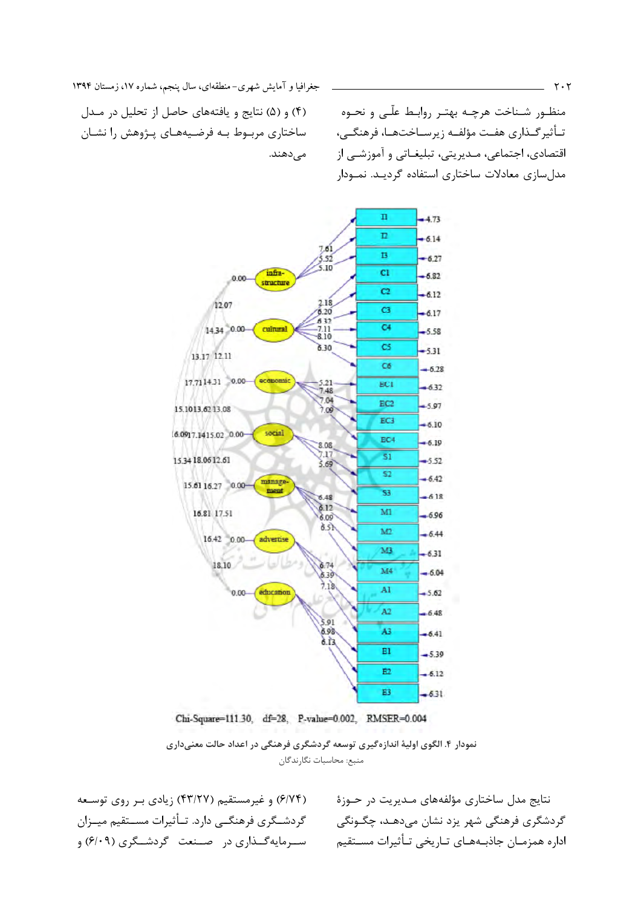منظـور شـناخت هرچـه بهتـر روابـط علّـی و نحـوه تـأثیرگـذاری هفت مؤلفـه زیرسـاخت‌هـا، فرهنگـی، اقتصادی، اجتماعی، مـدیریتی، تبلیغـاتی و آموزشـی از مدل‌سازی معادلات ساختاری استفاده گردیـد. نمـودار (۴) و (۵) نتایج و یافته‌های حاصل از تحلیل در مـدل ساختاری مربـوط بـه فرضـیه‌هـای پـژوهش را نشـان می‌دهند.

Chi-Square=111.30, df=28, P-value=0.002, RMSER=0.004

نمودار ۴. الگوی اولیهٔ اندازه‌گیری توسعه گردشگری فرهنگی در اعداد حالت معنی‌داری

منبع: محاسبات نگارندگان

نتایج مدل ساختاری مؤلفه‌های مـدیریت در حـوزهٔ گردشگری فرهنگی شهر یزد نشان می‌دهـد، چگـونگی اداره همزمـان جاذبـه‌هـای تـاریخی تـأثیرات مسـتقیم (۶/۷۴) و غیرمستقیم (۴۳/۲۷) زیادی بـر روی توسـعه گردشـگری فرهنگـی دارد. تـأثیرات مسـتقیم میـزان سـرمایه‌گـذاری در صـنعت گردشـگری (۶/۰۹) و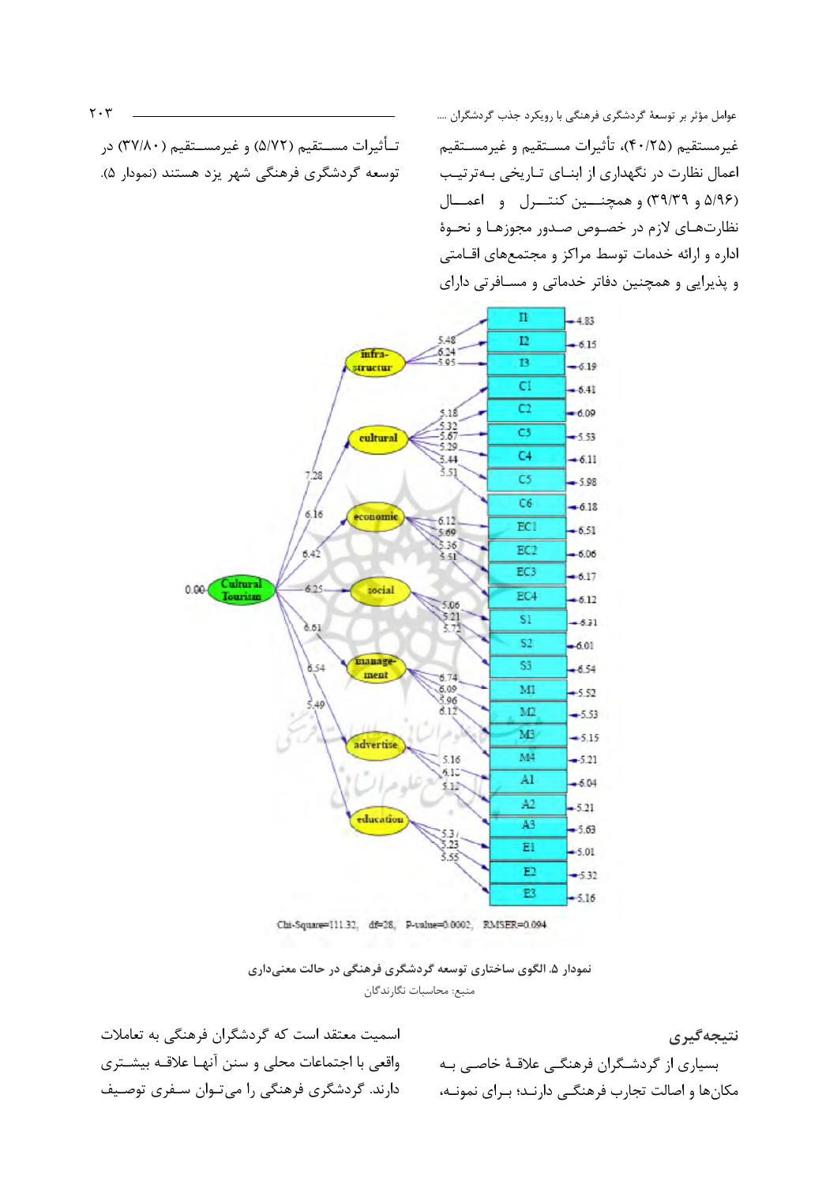غیرمستقیم (۴۰/۲۵)، تأثیرات مستقیم و غیرمستقیم اعمال نظارت در نگهداری از ابنای تاریخی به‌ترتیب (۵/۹۶ و ۳۹/۳۹) و همچنین کنترل و اعمال نظارت‌های لازم در خصوص صدور مجوزها و نحوهٔ اداره و ارائه خدمات توسط مراکز و مجتمع‌های اقامتی و پذیرایی و همچنین دفاتر خدماتی و مسافرتی دارای تأثیرات مستقیم (۵/۷۲) و غیرمستقیم (۳۷/۸۰) در توسعه گردشگری فرهنگی شهر یزد هستند (نمودار ۵).

Chi-Square=111.32, df=28, P-value=0.0002, RMSER=0.094

**نمودار ۵. الگوی ساختاری توسعه گردشگری فرهنگی در حالت معنی‌داری**

منبع: محاسبات نگارندگان

## نتیجه‌گیری

بسیاری از گردشگران فرهنگی علاقهٔ خاصی به مکان‌ها و اصالت تجارب فرهنگی دارند؛ برای نمونه، اسمیت معتقد است که گردشگران فرهنگی به تعاملات واقعی با اجتماعات محلی و سنن آنها علاقه بیشتری دارند. گردشگری فرهنگی را می‌توان سفری توصیف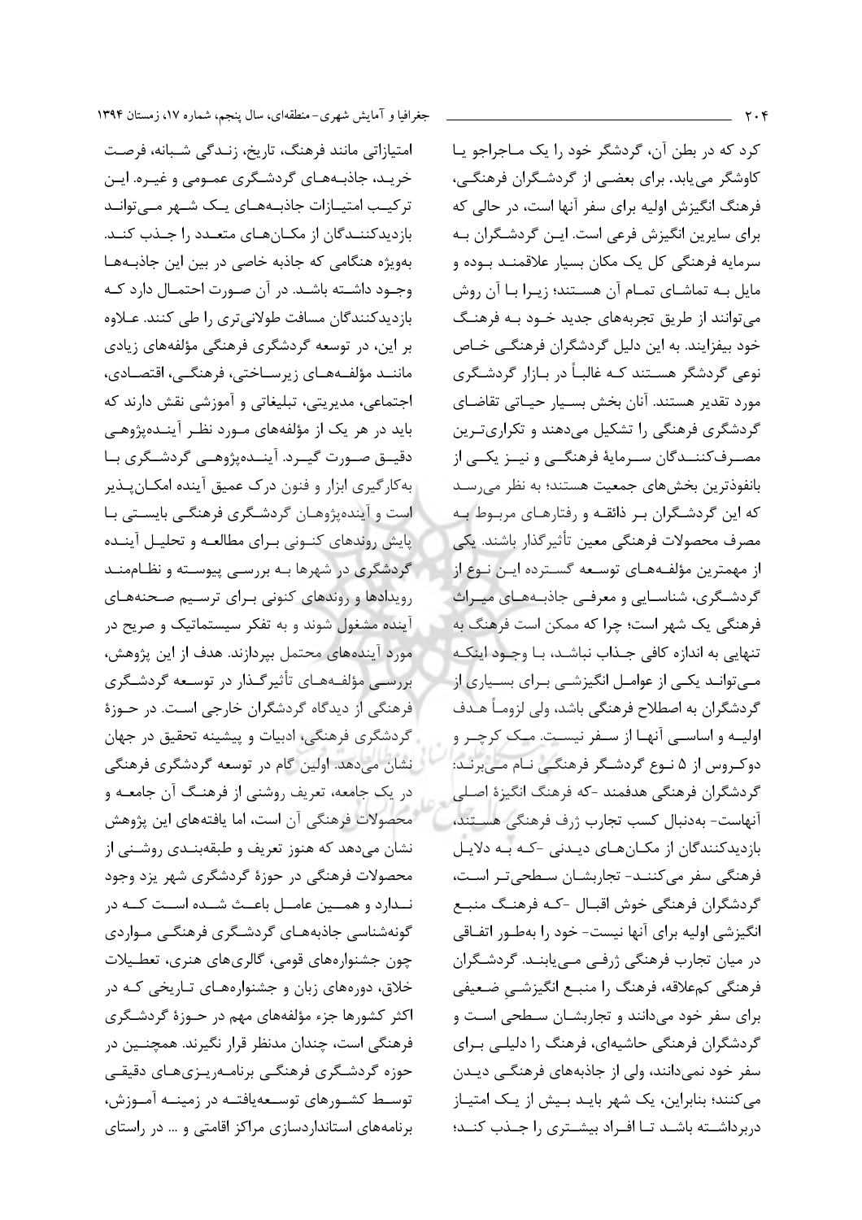کرد که در بطن آن، گردشگر خود را یک ماجراجو یا کاوشگر می‌یابد. برای بعضی از گردشگران فرهنگی، فرهنگ انگیزش اولیه برای سفر آنها است، در حالی که برای سایرین انگیزش فرعی است. این گردشگران به سرمایه فرهنگی کل یک مکان بسیار علاقمند بوده و مایل به تماشای تمام آن هستند؛ زیرا با آن روش می‌توانند از طریق تجربه‌های جدید خود به فرهنگ خود بیفزایند. به این دلیل گردشگران فرهنگی خاص نوعی گردشگر هستند که غالباً در بازار گردشگری مورد تقدیر هستند. آنان بخش بسیار حیاتی تقاضای گردشگری فرهنگی را تشکیل می‌دهند و تکراری‌ترین مصرف‌کنندگان سرمایهٔ فرهنگی و نیز یکی از بانفوذترین بخش‌های جمعیت هستند؛ به نظر می‌رسد که این گردشگران بر ذائقه و رفتارهای مربوط به مصرف محصولات فرهنگی معین تأثیرگذار باشند. یکی از مهمترین مؤلفه‌های توسعه گسترده این نوع از گردشگری، شناسایی و معرفی جاذبه‌های میراث فرهنگی یک شهر است؛ چرا که ممکن است فرهنگ به تنهایی به اندازه کافی جذاب نباشد، با وجود اینکه می‌تواند یکی از عوامل انگیزشی برای بسیاری از گردشگران به اصطلاح فرهنگی باشد، ولی لزوماً هدف اولیه و اساسی آنها از سفر نیست. مک کرچر و دوکروس از ۵ نوع گردشگر فرهنگی نام می‌برند: گردشگران فرهنگی هدفمند -که فرهنگ انگیزهٔ اصلی آنهاست- به‌دنبال کسب تجارب ژرف فرهنگی هستند، بازدیدکنندگان از مکان‌های دیدنی -که به دلایل فرهنگی سفر می‌کنند- تجاربشان سطحی‌تر است، گردشگران فرهنگی خوش اقبال -که فرهنگ منبع انگیزشی اولیه برای آنها نیست- خود را به‌طور اتفاقی در میان تجارب فرهنگی ژرفی می‌یابند. گردشگران فرهنگی کم‌علاقه، فرهنگ را منبع انگیزشیِ ضعیفی برای سفر خود می‌دانند و تجاربشان سطحی است و گردشگران فرهنگی حاشیه‌ای، فرهنگ را دلیلی برای سفر خود نمی‌دانند، ولی از جاذبه‌های فرهنگی دیدن می‌کنند؛ بنابراین، یک شهر باید بیش از یک امتیاز دربرداشته باشد تا افراد بیشتری را جذب کند؛ امتیازاتی مانند فرهنگ، تاریخ، زندگی شبانه، فرصت خرید، جاذبه‌های گردشگری عمومی و غیره. این ترکیب امتیازات جاذبه‌های یک شهر می‌تواند بازدیدکنندگان از مکان‌های متعدد را جذب کند. به‌ویژه هنگامی که جاذبه خاصی در بین این جاذبه‌ها وجود داشته باشد. در آن صورت احتمال دارد که بازدیدکنندگان مسافت طولانی‌تری را طی کنند. علاوه بر این، در توسعه گردشگری فرهنگی مؤلفه‌های زیادی مانند مؤلفه‌های زیرساختی، فرهنگی، اقتصادی، اجتماعی، مدیریتی، تبلیغاتی و آموزشی نقش دارند که باید در هر یک از مؤلفه‌های مورد نظر آینده‌پژوهی دقیق صورت گیرد. آینده‌پژوهی گردشگری با به‌کارگیری ابزار و فنون درک عمیق آینده امکان‌پذیر است و آینده‌پژوهان گردشگری فرهنگی بایستی با پایش روندهای کنونی برای مطالعه و تحلیل آینده گردشگری در شهرها به بررسی پیوسته و نظام‌مند رویدادها و روندهای کنونی برای ترسیم صحنه‌های آینده مشغول شوند و به تفکر سیستماتیک و صریح در مورد آینده‌های محتمل بپردازند. هدف از این پژوهش، بررسی مؤلفه‌های تأثیرگذار در توسعه گردشگری فرهنگی از دیدگاه گردشگران خارجی است. در حوزهٔ گردشگری فرهنگی، ادبیات و پیشینه تحقیق در جهان نشان می‌دهد. اولین گام در توسعه گردشگری فرهنگی در یک جامعه، تعریف روشنی از فرهنگ آن جامعه و محصولات فرهنگی آن است، اما یافته‌های این پژوهش نشان می‌دهد که هنوز تعریف و طبقه‌بندی روشنی از محصولات فرهنگی در حوزهٔ گردشگری شهر یزد وجود ندارد و همین عامل باعث شده است که در گونه‌شناسی جاذبه‌های گردشگری فرهنگی مواردی چون جشنواره‌های قومی، گالری‌های هنری، تعطیلات خلاق، دوره‌های زبان و جشنواره‌های تاریخی که در اکثر کشورها جزء مؤلفه‌های مهم در حوزهٔ گردشگری فرهنگی است، چندان مدنظر قرار نگیرند. همچنین در حوزه گردشگری فرهنگی برنامه‌ریزی‌های دقیقی توسط کشورهای توسعه‌یافته در زمینه آموزش، برنامه‌های استانداردسازی مراکز اقامتی و ... در راستای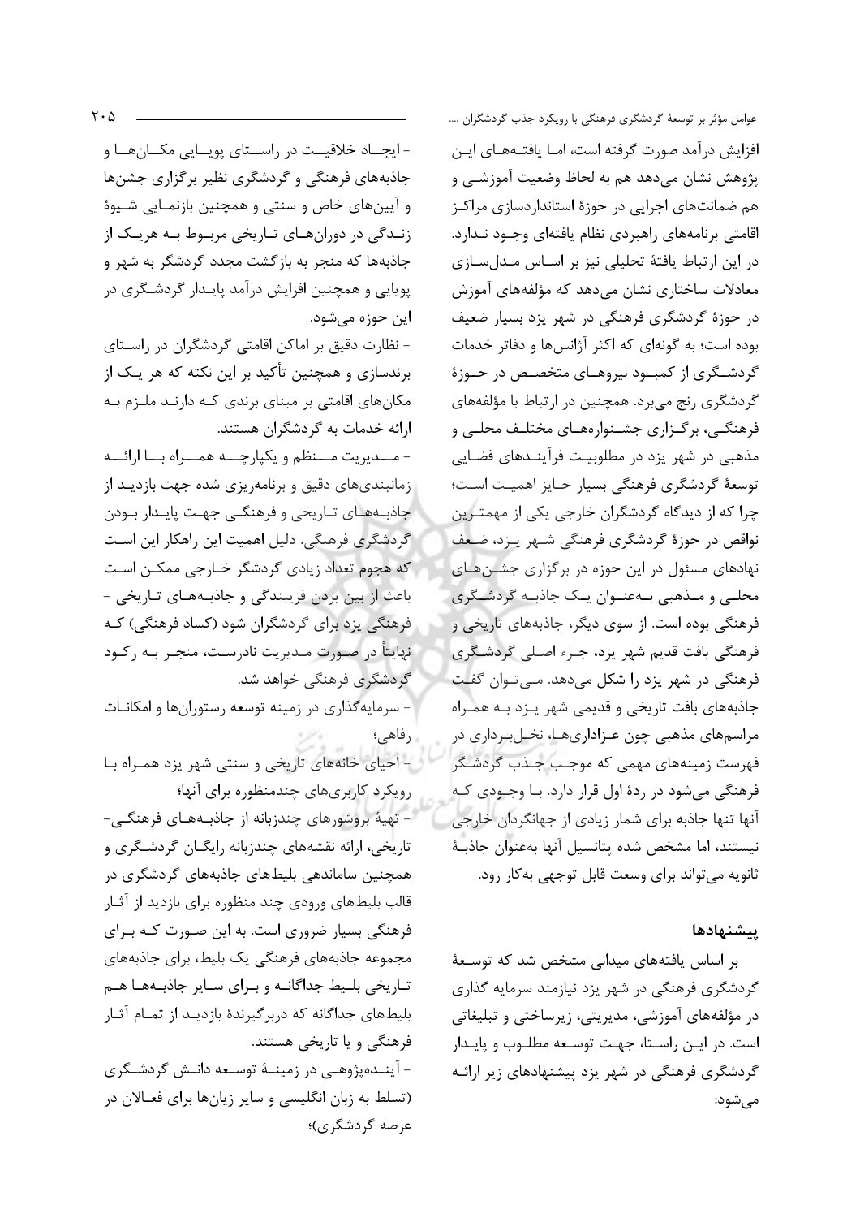افزایش درآمد صورت گرفته است، اما یافته‌های این پژوهش نشان می‌دهد هم به لحاظ وضعیت آموزشی و هم ضمانت‌های اجرایی در حوزهٔ استانداردسازی مراکز اقامتی برنامه‌های راهبردی نظام یافته‌ای وجود ندارد. در این ارتباط یافتهٔ تحلیلی نیز بر اساس مدل‌سازی معادلات ساختاری نشان می‌دهد که مؤلفه‌های آموزش در حوزهٔ گردشگری فرهنگی در شهر یزد بسیار ضعیف بوده است؛ به گونه‌ای که اکثر آژانس‌ها و دفاتر خدمات گردشگری از کمبود نیروهای متخصص در حوزهٔ گردشگری رنج می‌برد. همچنین در ارتباط با مؤلفه‌های فرهنگی، برگزاری جشنواره‌های مختلف محلی و مذهبی در شهر یزد در مطلوبیت فرآیندهای فضایی توسعهٔ گردشگری فرهنگی بسیار حایز اهمیت است؛ چرا که از دیدگاه گردشگران خارجی یکی از مهمترین نواقص در حوزهٔ گردشگری فرهنگی شهر یزد، ضعف نهادهای مسئول در این حوزه در برگزاری جشن‌های محلی و مذهبی به‌عنوان یک جاذبه گردشگری فرهنگی بوده است. از سوی دیگر، جاذبه‌های تاریخی و فرهنگی بافت قدیم شهر یزد، جزء اصلی گردشگری فرهنگی در شهر یزد را شکل می‌دهد. می‌توان گفت جاذبه‌های بافت تاریخی و قدیمی شهر یزد به همراه مراسم‌های مذهبی چون عزاداری‌ها، نخل‌برداری در فهرست زمینه‌های مهمی که موجب جذب گردشگر فرهنگی می‌شود در ردهٔ اول قرار دارد. با وجودی که آنها تنها جاذبه برای شمار زیادی از جهانگردان خارجی نیستند، اما مشخص شده پتانسیل آنها به‌عنوان جاذبهٔ ثانویه می‌تواند برای وسعت قابل توجهی به‌کار رود.

## پیشنهادها

بر اساس یافته‌های میدانی مشخص شد که توسعهٔ گردشگری فرهنگی در شهر یزد نیازمند سرمایه گذاری در مؤلفه‌های آموزشی، مدیریتی، زیرساختی و تبلیغاتی است. در این راستا، جهت توسعه مطلوب و پایدار گردشگری فرهنگی در شهر یزد پیشنهادهای زیر ارائه می‌شود:

- ایجاد خلاقیت در راستای پویایی مکان‌ها و جاذبه‌های فرهنگی و گردشگری نظیر برگزاری جشن‌ها و آیین‌های خاص و سنتی و همچنین بازنمایی شیوهٔ زندگی در دوران‌های تاریخی مربوط به هریک از جاذبه‌ها که منجر به بازگشت مجدد گردشگر به شهر و پویایی و همچنین افزایش درآمد پایدار گردشگری در این حوزه می‌شود.
- نظارت دقیق بر اماکن اقامتی گردشگران در راستای برندسازی و همچنین تأکید بر این نکته که هر یک از مکان‌های اقامتی بر مبنای برندی که دارند ملزم به ارائه خدمات به گردشگران هستند.
- مدیریت منظم و یکپارچه همراه با ارائه زمانبندی‌های دقیق و برنامه‌ریزی شده جهت بازدید از جاذبه‌های تاریخی و فرهنگی جهت پایدار بودن گردشگری فرهنگی. دلیل اهمیت این راهکار این است که هجوم تعداد زیادی گردشگر خارجی ممکن است باعث از بین بردن فریبندگی و جاذبه‌های تاریخی - فرهنگی یزد برای گردشگران شود (کساد فرهنگی) که نهایتاً در صورت مدیریت نادرست، منجر به رکود گردشگری فرهنگی خواهد شد.
- سرمایه‌گذاری در زمینه توسعه رستوران‌ها و امکانات رفاهی؛
- احیای خانه‌های تاریخی و سنتی شهر یزد همراه با رویکرد کاربری‌های چندمنظوره برای آنها؛
- تهیهٔ بروشورهای چندزبانه از جاذبه‌های فرهنگی-تاریخی، ارائه نقشه‌های چندزبانه رایگان گردشگری و همچنین ساماندهی بلیط‌های جاذبه‌های گردشگری در قالب بلیط‌های ورودی چند منظوره برای بازدید از آثار فرهنگی بسیار ضروری است. به این صورت که برای مجموعه جاذبه‌های فرهنگی یک بلیط، برای جاذبه‌های تاریخی بلیط جداگانه و برای سایر جاذبه‌ها هم بلیط‌های جداگانه که دربرگیرندهٔ بازدید از تمام آثار فرهنگی و یا تاریخی هستند.
- آینده‌پژوهی در زمینهٔ توسعه دانش گردشگری (تسلط به زبان انگلیسی و سایر زبان‌ها برای فعالان در عرصه گردشگری)؛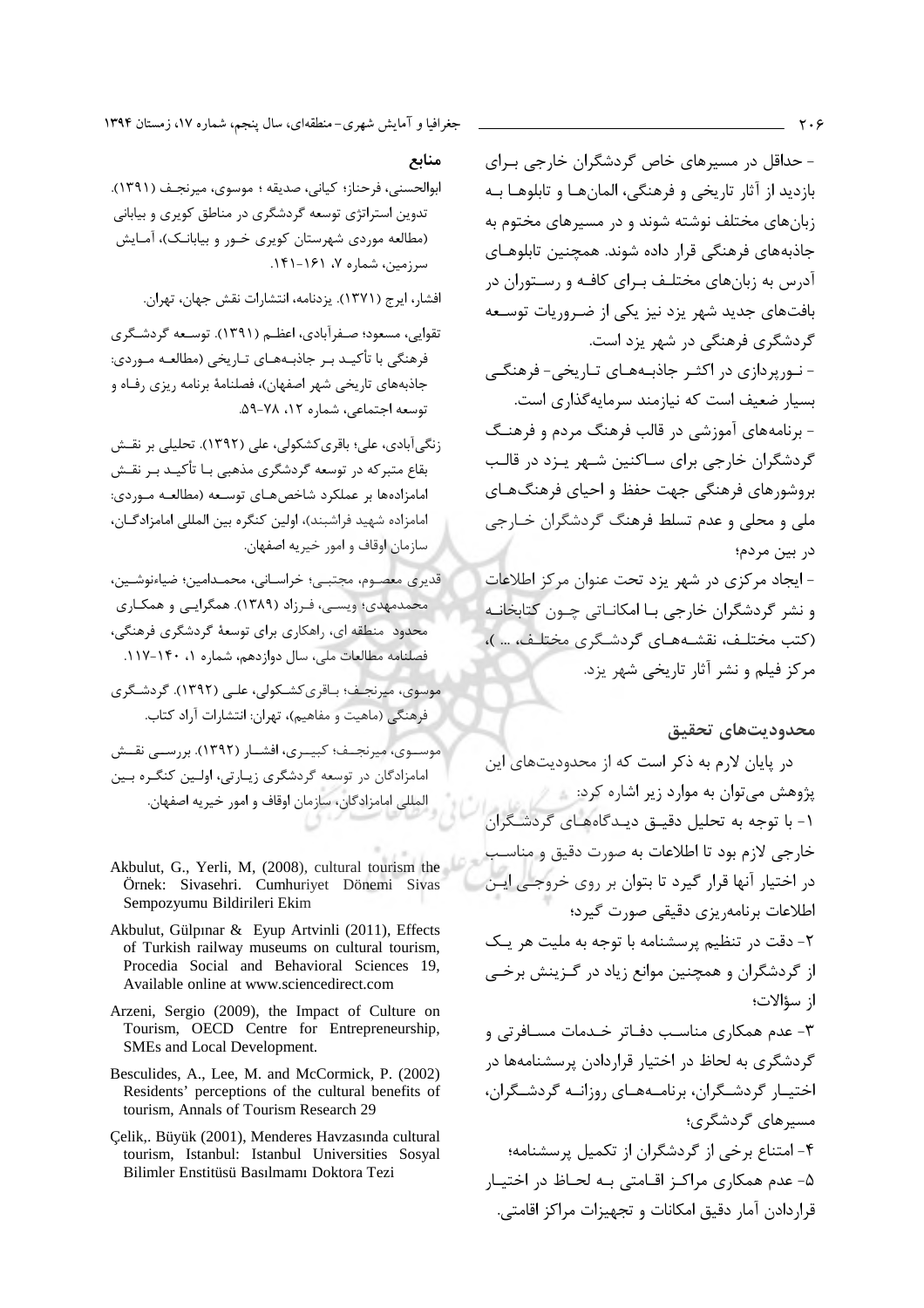- حداقل در مسیرهای خاص گردشگران خارجی برای بازدید از آثار تاریخی و فرهنگی، المان‌ها و تابلوها به زبان‌های مختلف نوشته شوند و در مسیرهای مختوم به جاذبه‌های فرهنگی قرار داده شوند. همچنین تابلوهای آدرس به زبان‌های مختلف برای کافه و رستوران در بافت‌های جدید شهر یزد نیز یکی از ضروریات توسعه گردشگری فرهنگی در شهر یزد است.

- نورپردازی در اکثر جاذبه‌های تاریخی- فرهنگی بسیار ضعیف است که نیازمند سرمایه‌گذاری است.

- برنامه‌های آموزشی در قالب فرهنگ مردم و فرهنگ گردشگران خارجی برای ساکنین شهر یزد در قالب بروشورهای فرهنگی جهت حفظ و احیای فرهنگ‌های ملی و محلی و عدم تسلط فرهنگ گردشگران خارجی در بین مردم؛

- ایجاد مرکزی در شهر یزد تحت عنوان مرکز اطلاعات و نشر گردشگران خارجی با امکاناتی چون کتابخانه (کتب مختلف، نقشه‌های گردشگری مختلف، ... )، مرکز فیلم و نشر آثار تاریخی شهر یزد.

## محدودیت‌های تحقیق

در پایان لازم به ذکر است که از محدودیت‌های این پژوهش می‌توان به موارد زیر اشاره کرد:

۱- با توجه به تحلیل دقیق دیدگاه‌های گردشگران خارجی لازم بود تا اطلاعات به صورت دقیق و مناسب در اختیار آنها قرار گیرد تا بتوان بر روی خروجی این اطلاعات برنامه‌ریزی دقیقی صورت گیرد؛

۲- دقت در تنظیم پرسشنامه با توجه به ملیت هر یک از گردشگران و همچنین موانع زیاد در گزینش برخی از سؤالات؛

۳- عدم همکاری مناسب دفاتر خدمات مسافرتی و گردشگری به لحاظ در اختیار قراردادن پرسشنامه‌ها در اختیار گردشگران، برنامه‌های روزانه گردشگران، مسیرهای گردشگری؛

۴- امتناع برخی از گردشگران از تکمیل پرسشنامه؛

۵- عدم همکاری مراکز اقامتی به لحاظ در اختیار قراردادن آمار دقیق امکانات و تجهیزات مراکز اقامتی.

## منابع

ابوالحسنی، فرحناز؛ کیانی، صدیقه ؛ موسوی، میرنجف (۱۳۹۱). تدوین استراتژی توسعه گردشگری در مناطق کویری و بیابانی (مطالعه موردی شهرستان کویری خور و بیابانک)، آمایش سرزمین، شماره ۷، ۱۶۱-۱۴۱.

افشار، ایرج (۱۳۷۱). یزدنامه، انتشارات نقش جهان، تهران.

تقوایی، مسعود؛ صفرآبادی، اعظم (۱۳۹۱). توسعه گردشگری فرهنگی با تأکید بر جاذبه‌های تاریخی (مطالعه موردی: جاذبه‌های تاریخی شهر اصفهان)، فصلنامهٔ برنامه ریزی رفاه و توسعه اجتماعی، شماره ۱۲، ۷۸-۵۹.

زنگی‌آبادی، علی؛ باقری‌کشکولی، علی (۱۳۹۲). تحلیلی بر نقش بقاع متبرکه در توسعه گردشگری مذهبی با تأکید بر نقش امامزاده‌ها بر عملکرد شاخص‌های توسعه (مطالعه موردی: امامزاده شهید فراشبند)، اولین کنگره بین المللی امامزادگان، سازمان اوقاف و امور خیریه اصفهان.

قدیری معصوم، مجتبی؛ خراسانی، محمدامین؛ ضیاءنوشین، محمدمهدی؛ ویسی، فرزاد (۱۳۸۹). همگرایی و همکاری محدود منطقه ای، راهکاری برای توسعهٔ گردشگری فرهنگی، فصلنامه مطالعات ملی، سال دوازدهم، شماره ۱، ۱۴۰-۱۱۷.

موسوی، میرنجف؛ باقری‌کشکولی، علی (۱۳۹۲). گردشگری فرهنگی (ماهیت و مفاهیم)، تهران: انتشارات آراد کتاب.

موسوی، میرنجف؛ کبیری، افشار (۱۳۹۲). بررسی نقش امامزادگان در توسعه گردشگری زیارتی، اولین کنگره بین المللی امامزادگان، سازمان اوقاف و امور خیریه اصفهان.

Akbulut, G., Yerli, M, (2008), cultural tourism the Örnek: Sivasehri. Cumhuriyet Dönemi Sivas Sempozyumu Bildirileri Ekim

Akbulut, Gülpınar & Eyup Artvinli (2011), Effects of Turkish railway museums on cultural tourism, Procedia Social and Behavioral Sciences 19, Available online at www.sciencedirect.com

Arzeni, Sergio (2009), the Impact of Culture on Tourism, OECD Centre for Entrepreneurship, SMEs and Local Development.

Besculides, A., Lee, M. and McCormick, P. (2002) Residents' perceptions of the cultural benefits of tourism, Annals of Tourism Research 29

Çelik,. Büyük (2001), Menderes Havzasında cultural tourism, Istanbul: Istanbul Universities Sosyal Bilimler Enstitüsü Basılmamı Doktora Tezi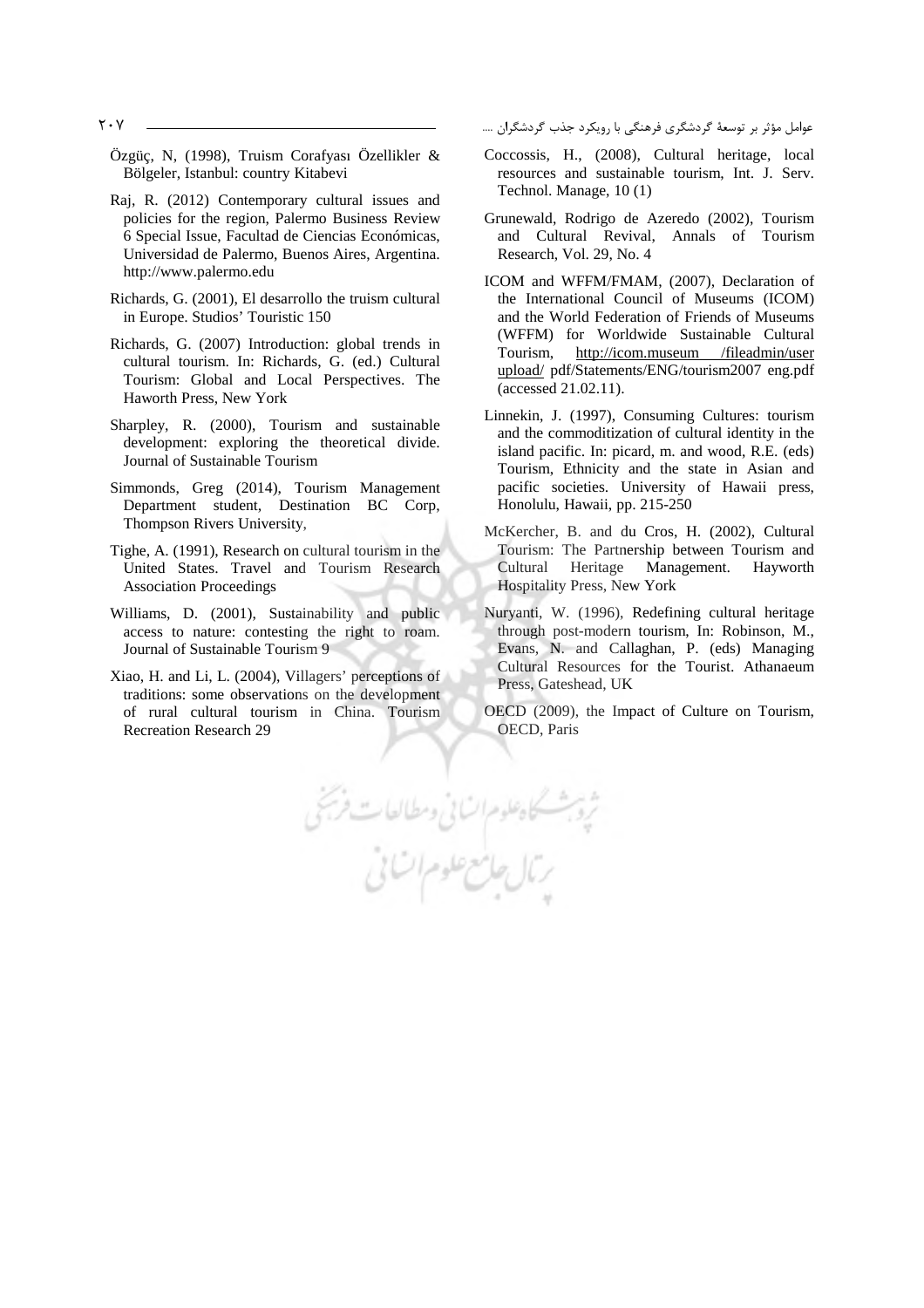Coccossis, H., (2008), Cultural heritage, local resources and sustainable tourism, Int. J. Serv. Technol. Manage, 10 (1)

Grunewald, Rodrigo de Azeredo (2002), Tourism and Cultural Revival, Annals of Tourism Research, Vol. 29, No. 4

ICOM and WFFM/FMAM, (2007), Declaration of the International Council of Museums (ICOM) and the World Federation of Friends of Museums (WFFM) for Worldwide Sustainable Cultural Tourism, http://icom.museum /fileadmin/user upload/ pdf/Statements/ENG/tourism2007 eng.pdf (accessed 21.02.11).

Linnekin, J. (1997), Consuming Cultures: tourism and the commoditization of cultural identity in the island pacific. In: picard, m. and wood, R.E. (eds) Tourism, Ethnicity and the state in Asian and pacific societies. University of Hawaii press, Honolulu, Hawaii, pp. 215-250

McKercher, B. and du Cros, H. (2002), Cultural Tourism: The Partnership between Tourism and Cultural Heritage Management. Hayworth Hospitality Press, New York

Nuryanti, W. (1996), Redefining cultural heritage through post-modern tourism, In: Robinson, M., Evans, N. and Callaghan, P. (eds) Managing Cultural Resources for the Tourist. Athanaeum Press, Gateshead, UK

OECD (2009), the Impact of Culture on Tourism, OECD, Paris

Özgüç, N, (1998), Truism Corafyası Özellikler & Bölgeler, Istanbul: country Kitabevi

Raj, R. (2012) Contemporary cultural issues and policies for the region, Palermo Business Review 6 Special Issue, Facultad de Ciencias Económicas, Universidad de Palermo, Buenos Aires, Argentina. http://www.palermo.edu

Richards, G. (2001), El desarrollo the truism cultural in Europe. Studios' Touristic 150

Richards, G. (2007) Introduction: global trends in cultural tourism. In: Richards, G. (ed.) Cultural Tourism: Global and Local Perspectives. The Haworth Press, New York

Sharpley, R. (2000), Tourism and sustainable development: exploring the theoretical divide. Journal of Sustainable Tourism

Simmonds, Greg (2014), Tourism Management Department student, Destination BC Corp, Thompson Rivers University,

Tighe, A. (1991), Research on cultural tourism in the United States. Travel and Tourism Research Association Proceedings

Williams, D. (2001), Sustainability and public access to nature: contesting the right to roam. Journal of Sustainable Tourism 9

Xiao, H. and Li, L. (2004), Villagers' perceptions of traditions: some observations on the development of rural cultural tourism in China. Tourism Recreation Research 29